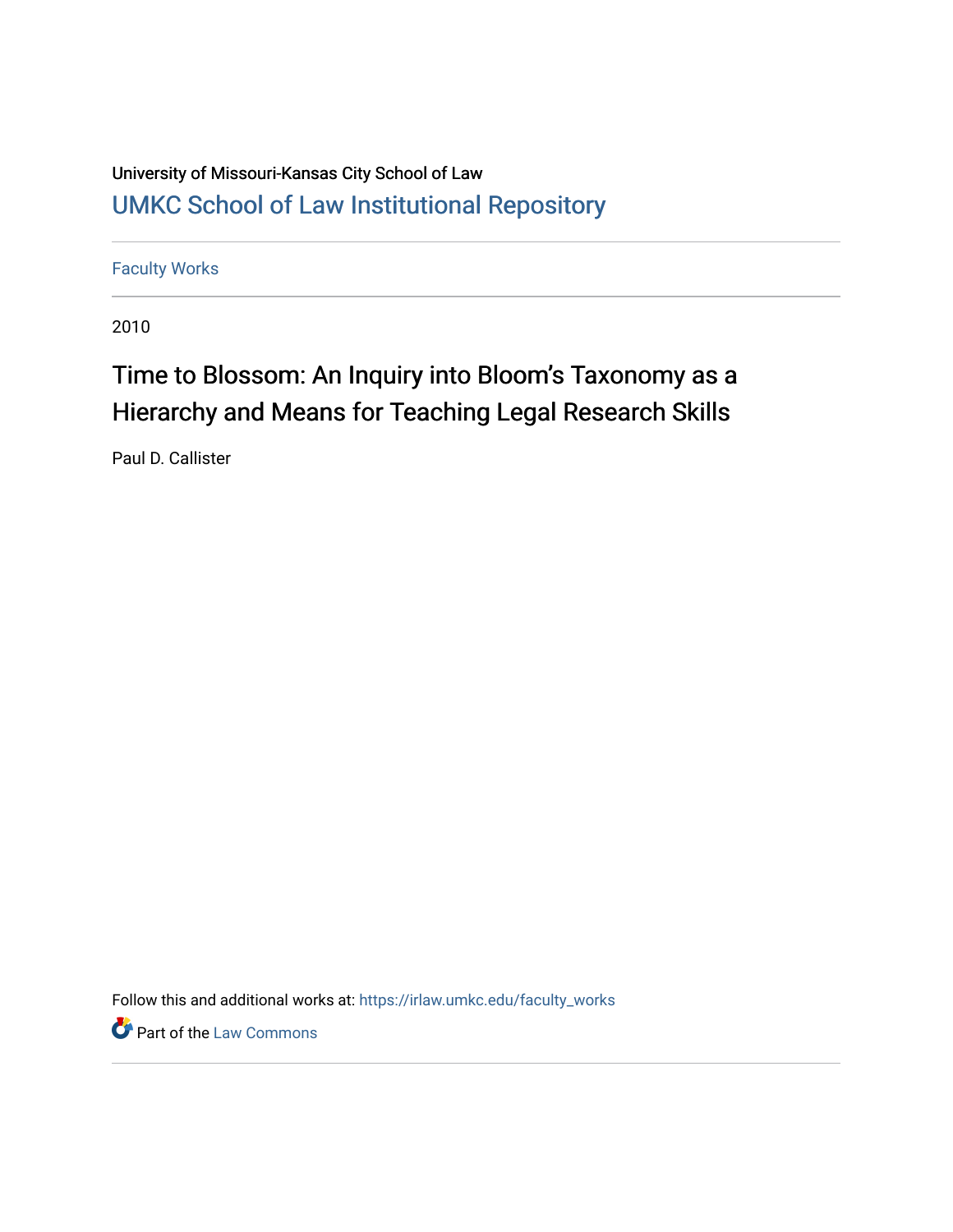University of Missouri-Kansas City School of Law

UMKC School of Law Institutional Repository

Faculty Works

2010

# Time to Blossom: An Inquiry into Bloom's Taxonomy as a Hierarchy and Means for Teaching Legal Research Skills

Paul D. Callister

Follow this and additional works at: https://irlaw.umkc.edu/faculty_works

Part of the Law Commons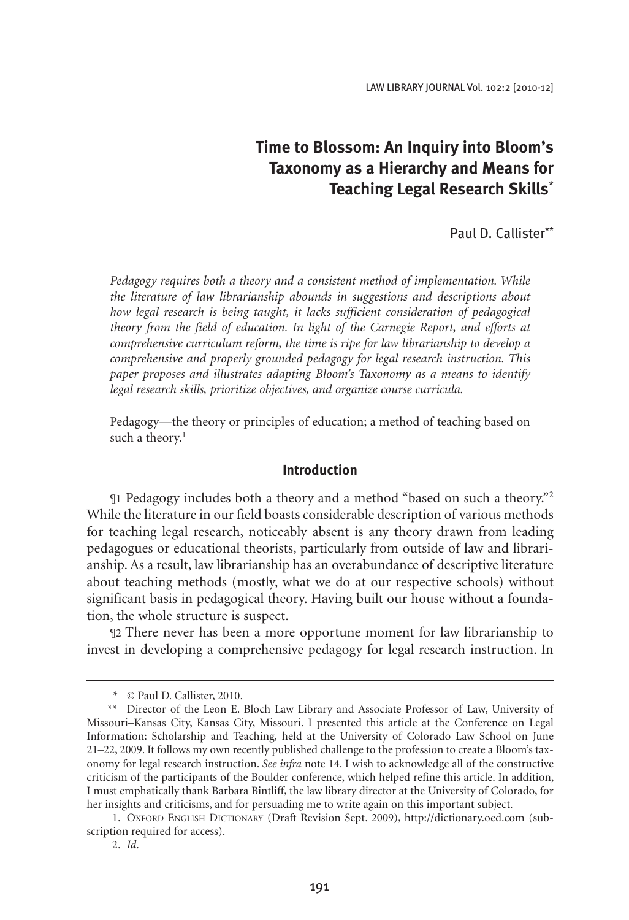# Time to Blossom: An Inquiry into Bloom's Taxonomy as a Hierarchy and Means for Teaching Legal Research Skills*

Paul D. Callister**

*Pedagogy requires both a theory and a consistent method of implementation. While the literature of law librarianship abounds in suggestions and descriptions about how legal research is being taught, it lacks sufficient consideration of pedagogical theory from the field of education. In light of the Carnegie Report, and efforts at comprehensive curriculum reform, the time is ripe for law librarianship to develop a comprehensive and properly grounded pedagogy for legal research instruction. This paper proposes and illustrates adapting Bloom's Taxonomy as a means to identify legal research skills, prioritize objectives, and organize course curricula.*

Pedagogy—the theory or principles of education; a method of teaching based on such a theory.[1]

## Introduction

¶1 Pedagogy includes both a theory and a method "based on such a theory."[2] While the literature in our field boasts considerable description of various methods for teaching legal research, noticeably absent is any theory drawn from leading pedagogues or educational theorists, particularly from outside of law and librarianship. As a result, law librarianship has an overabundance of descriptive literature about teaching methods (mostly, what we do at our respective schools) without significant basis in pedagogical theory. Having built our house without a foundation, the whole structure is suspect.

¶2 There never has been a more opportune moment for law librarianship to invest in developing a comprehensive pedagogy for legal research instruction. In

---

\* © Paul D. Callister, 2010.

\*\* Director of the Leon E. Bloch Law Library and Associate Professor of Law, University of Missouri–Kansas City, Kansas City, Missouri. I presented this article at the Conference on Legal Information: Scholarship and Teaching, held at the University of Colorado Law School on June 21–22, 2009. It follows my own recently published challenge to the profession to create a Bloom's taxonomy for legal research instruction. *See infra* note 14. I wish to acknowledge all of the constructive criticism of the participants of the Boulder conference, which helped refine this article. In addition, I must emphatically thank Barbara Bintliff, the law library director at the University of Colorado, for her insights and criticisms, and for persuading me to write again on this important subject.

1. Oxford English Dictionary (Draft Revision Sept. 2009), http://dictionary.oed.com (subscription required for access).

2. *Id*.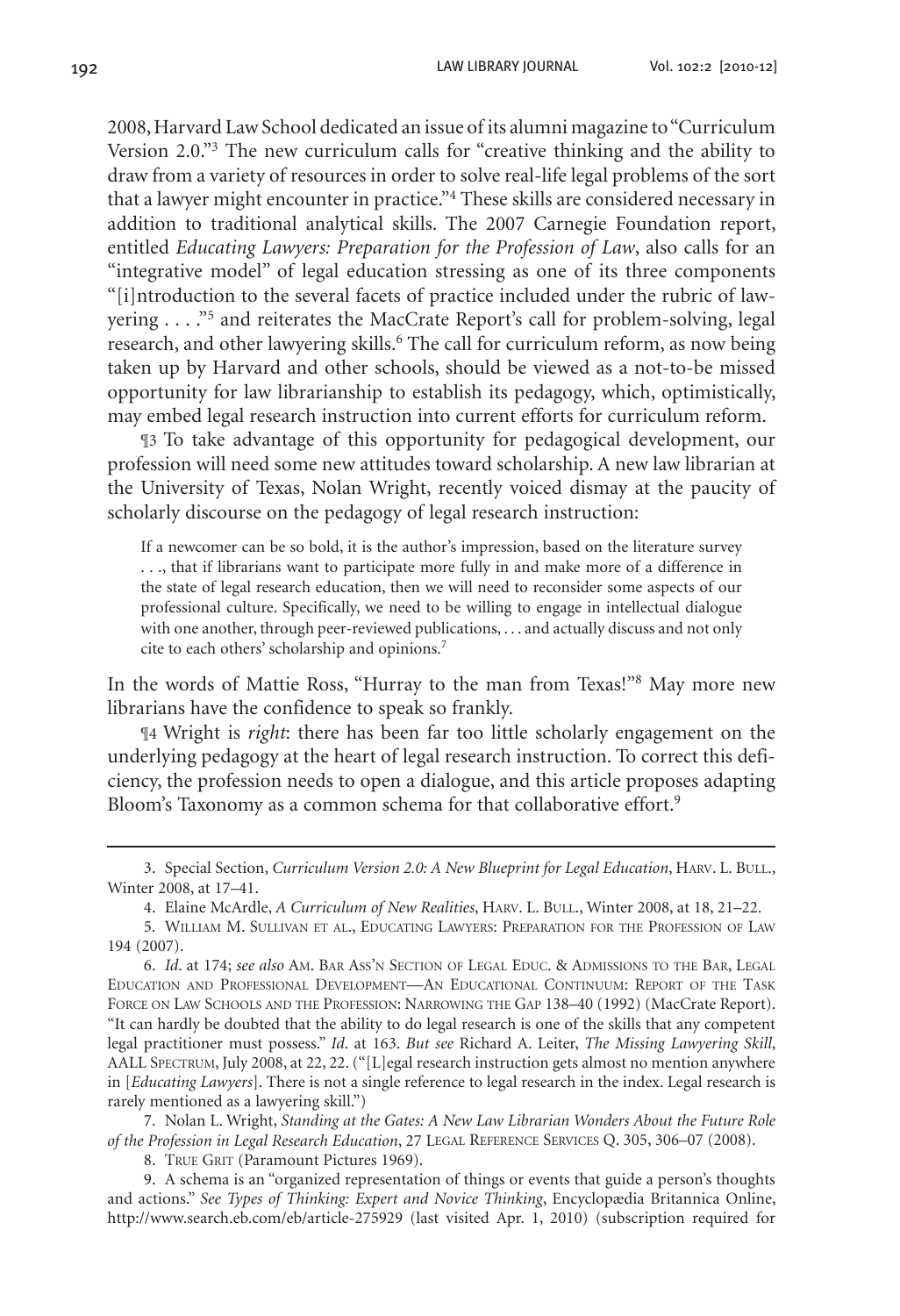2008, Harvard Law School dedicated an issue of its alumni magazine to "Curriculum Version 2.0."[3] The new curriculum calls for "creative thinking and the ability to draw from a variety of resources in order to solve real-life legal problems of the sort that a lawyer might encounter in practice."[4] These skills are considered necessary in addition to traditional analytical skills. The 2007 Carnegie Foundation report, entitled *Educating Lawyers: Preparation for the Profession of Law*, also calls for an "integrative model" of legal education stressing as one of its three components "[i]ntroduction to the several facets of practice included under the rubric of lawyering . . . ."[5] and reiterates the MacCrate Report's call for problem-solving, legal research, and other lawyering skills.[6] The call for curriculum reform, as now being taken up by Harvard and other schools, should be viewed as a not-to-be missed opportunity for law librarianship to establish its pedagogy, which, optimistically, may embed legal research instruction into current efforts for curriculum reform.

¶3 To take advantage of this opportunity for pedagogical development, our profession will need some new attitudes toward scholarship. A new law librarian at the University of Texas, Nolan Wright, recently voiced dismay at the paucity of scholarly discourse on the pedagogy of legal research instruction:

> If a newcomer can be so bold, it is the author's impression, based on the literature survey . . ., that if librarians want to participate more fully in and make more of a difference in the state of legal research education, then we will need to reconsider some aspects of our professional culture. Specifically, we need to be willing to engage in intellectual dialogue with one another, through peer-reviewed publications, . . . and actually discuss and not only cite to each others' scholarship and opinions.[7]

In the words of Mattie Ross, "Hurray to the man from Texas!"[8] May more new librarians have the confidence to speak so frankly.

¶4 Wright is *right*: there has been far too little scholarly engagement on the underlying pedagogy at the heart of legal research instruction. To correct this deficiency, the profession needs to open a dialogue, and this article proposes adapting Bloom's Taxonomy as a common schema for that collaborative effort.[9]

---

3. Special Section, *Curriculum Version 2.0: A New Blueprint for Legal Education*, Harv. L. Bull., Winter 2008, at 17–41.

4. Elaine McArdle, *A Curriculum of New Realities*, Harv. L. Bull., Winter 2008, at 18, 21–22.

5. William M. Sullivan et al., Educating Lawyers: Preparation for the Profession of Law 194 (2007).

6. *Id*. at 174; *see also* Am. Bar Ass'n Section of Legal Educ. & Admissions to the Bar, Legal Education and Professional Development—An Educational Continuum: Report of the Task Force on Law Schools and the Profession: Narrowing the Gap 138–40 (1992) (MacCrate Report). "It can hardly be doubted that the ability to do legal research is one of the skills that any competent legal practitioner must possess." *Id*. at 163. *But see* Richard A. Leiter, *The Missing Lawyering Skill*, AALL Spectrum, July 2008, at 22, 22. ("[L]egal research instruction gets almost no mention anywhere in [*Educating Lawyers*]. There is not a single reference to legal research in the index. Legal research is rarely mentioned as a lawyering skill.")

7. Nolan L. Wright, *Standing at the Gates: A New Law Librarian Wonders About the Future Role of the Profession in Legal Research Education*, 27 Legal Reference Services Q. 305, 306–07 (2008).

8. True Grit (Paramount Pictures 1969).

9. A schema is an "organized representation of things or events that guide a person's thoughts and actions." *See Types of Thinking: Expert and Novice Thinking*, Encyclopædia Britannica Online, http://www.search.eb.com/eb/article-275929 (last visited Apr. 1, 2010) (subscription required for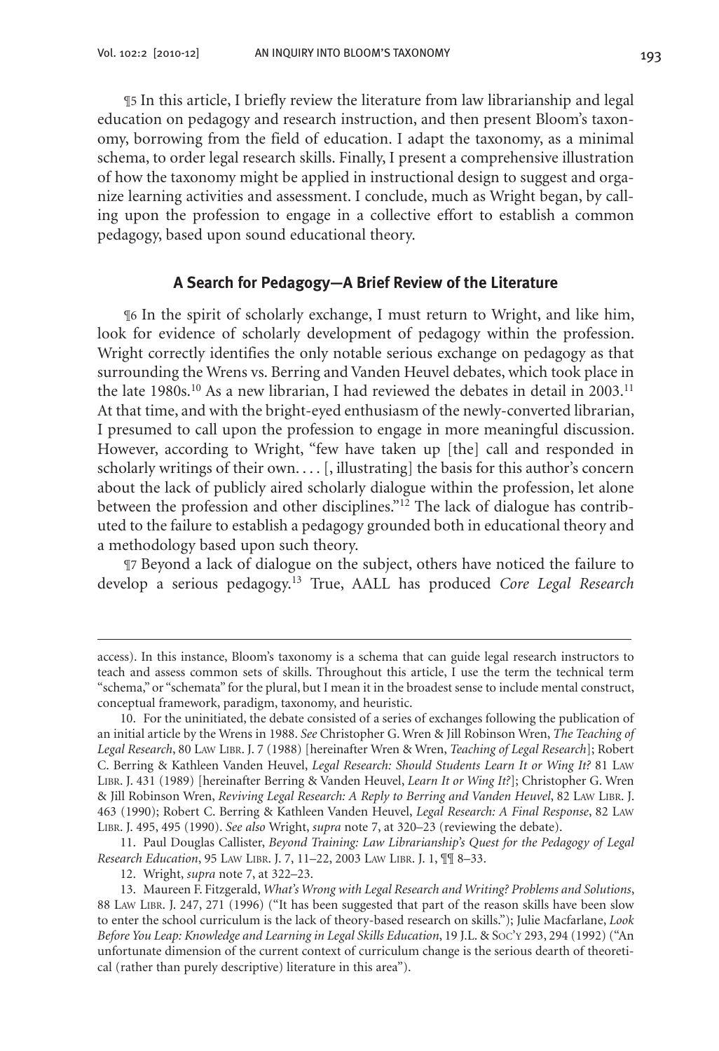¶5 In this article, I briefly review the literature from law librarianship and legal education on pedagogy and research instruction, and then present Bloom's taxonomy, borrowing from the field of education. I adapt the taxonomy, as a minimal schema, to order legal research skills. Finally, I present a comprehensive illustration of how the taxonomy might be applied in instructional design to suggest and organize learning activities and assessment. I conclude, much as Wright began, by calling upon the profession to engage in a collective effort to establish a common pedagogy, based upon sound educational theory.

### A Search for Pedagogy—A Brief Review of the Literature

¶6 In the spirit of scholarly exchange, I must return to Wright, and like him, look for evidence of scholarly development of pedagogy within the profession. Wright correctly identifies the only notable serious exchange on pedagogy as that surrounding the Wrens vs. Berring and Vanden Heuvel debates, which took place in the late 1980s.[10] As a new librarian, I had reviewed the debates in detail in 2003.[11] At that time, and with the bright-eyed enthusiasm of the newly-converted librarian, I presumed to call upon the profession to engage in more meaningful discussion. However, according to Wright, "few have taken up [the] call and responded in scholarly writings of their own. . . . [, illustrating] the basis for this author's concern about the lack of publicly aired scholarly dialogue within the profession, let alone between the profession and other disciplines."[12] The lack of dialogue has contributed to the failure to establish a pedagogy grounded both in educational theory and a methodology based upon such theory.

¶7 Beyond a lack of dialogue on the subject, others have noticed the failure to develop a serious pedagogy.[13] True, AALL has produced *Core Legal Research*

---

access). In this instance, Bloom's taxonomy is a schema that can guide legal research instructors to teach and assess common sets of skills. Throughout this article, I use the technical term "schema," or "schemata" for the plural, but I mean it in the broadest sense to include mental construct, conceptual framework, paradigm, taxonomy, and heuristic.

10. For the uninitiated, the debate consisted of a series of exchanges following the publication of an initial article by the Wrens in 1988. *See* Christopher G. Wren & Jill Robinson Wren, *The Teaching of Legal Research*, 80 Law Libr. J. 7 (1988) [hereinafter Wren & Wren, *Teaching of Legal Research*]; Robert C. Berring & Kathleen Vanden Heuvel, *Legal Research: Should Students Learn It or Wing It?* 81 Law Libr. J. 431 (1989) [hereinafter Berring & Vanden Heuvel, *Learn It or Wing It?*]; Christopher G. Wren & Jill Robinson Wren, *Reviving Legal Research: A Reply to Berring and Vanden Heuvel*, 82 Law Libr. J. 463 (1990); Robert C. Berring & Kathleen Vanden Heuvel, *Legal Research: A Final Response*, 82 Law Libr. J. 495, 495 (1990). *See also* Wright, *supra* note 7, at 320–23 (reviewing the debate).

11. Paul Douglas Callister, *Beyond Training: Law Librarianship's Quest for the Pedagogy of Legal Research Education*, 95 Law Libr. J. 7, 11–22, 2003 Law Libr. J. 1, ¶¶ 8–33.

12. Wright, *supra* note 7, at 322–23.

13. Maureen F. Fitzgerald, *What's Wrong with Legal Research and Writing? Problems and Solutions*, 88 Law Libr. J. 247, 271 (1996) ("It has been suggested that part of the reason skills have been slow to enter the school curriculum is the lack of theory-based research on skills."); Julie Macfarlane, *Look Before You Leap: Knowledge and Learning in Legal Skills Education*, 19 J.L. & Soc'y 293, 294 (1992) ("An unfortunate dimension of the current context of curriculum change is the serious dearth of theoretical (rather than purely descriptive) literature in this area").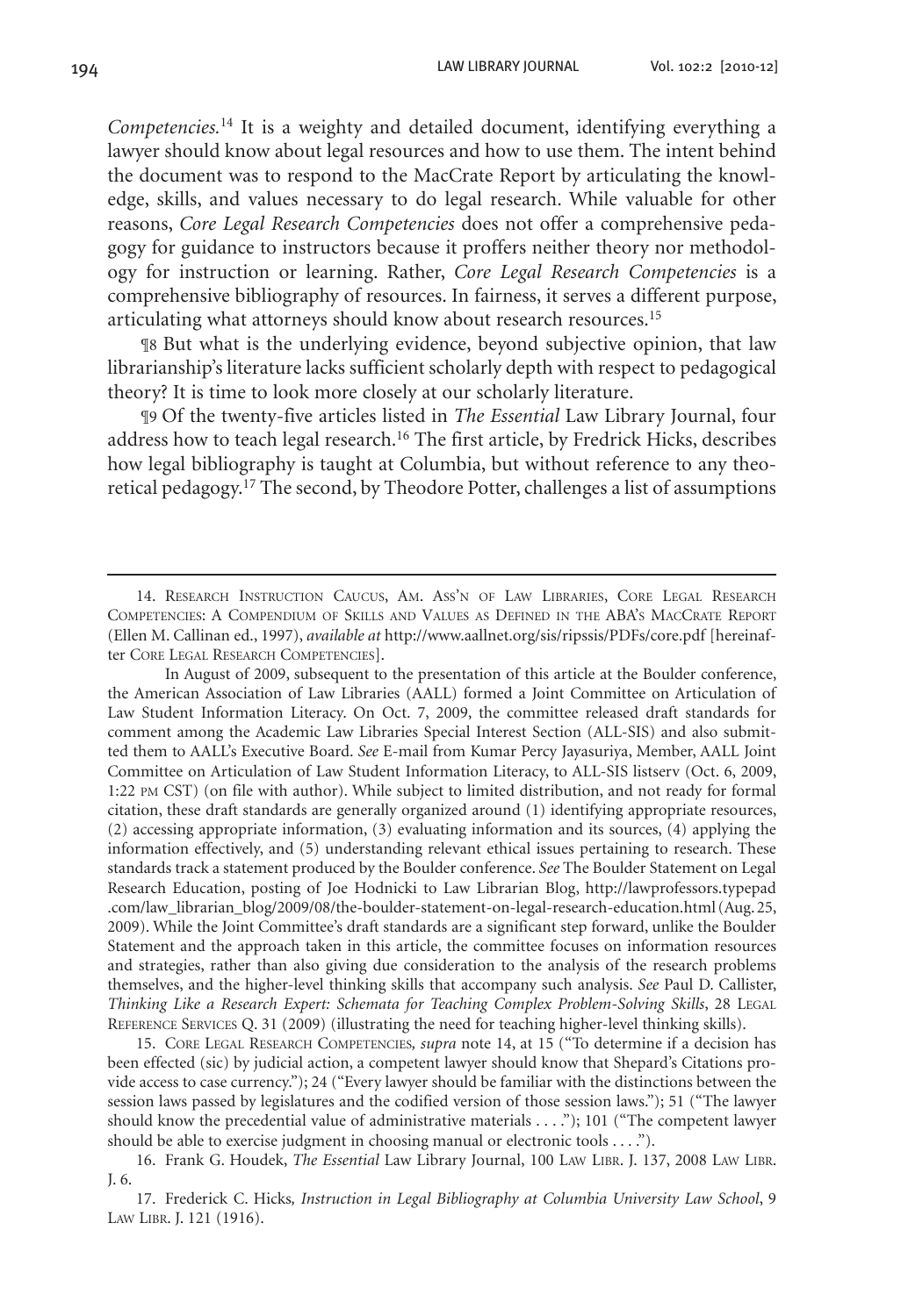*Competencies.*[14] It is a weighty and detailed document, identifying everything a lawyer should know about legal resources and how to use them. The intent behind the document was to respond to the MacCrate Report by articulating the knowledge, skills, and values necessary to do legal research. While valuable for other reasons, *Core Legal Research Competencies* does not offer a comprehensive pedagogy for guidance to instructors because it proffers neither theory nor methodology for instruction or learning. Rather, *Core Legal Research Competencies* is a comprehensive bibliography of resources. In fairness, it serves a different purpose, articulating what attorneys should know about research resources.[15]

¶8 But what is the underlying evidence, beyond subjective opinion, that law librarianship's literature lacks sufficient scholarly depth with respect to pedagogical theory? It is time to look more closely at our scholarly literature.

¶9 Of the twenty-five articles listed in *The Essential* Law Library Journal, four address how to teach legal research.[16] The first article, by Fredrick Hicks, describes how legal bibliography is taught at Columbia, but without reference to any theoretical pedagogy.[17] The second, by Theodore Potter, challenges a list of assumptions

---

14. Research Instruction Caucus, Am. Ass'n of Law Libraries, Core Legal Research Competencies: A Compendium of Skills and Values as Defined in the ABA's MacCrate Report (Ellen M. Callinan ed., 1997), *available at* http://www.aallnet.org/sis/ripssis/PDFs/core.pdf [hereinafter Core Legal Research Competencies].

In August of 2009, subsequent to the presentation of this article at the Boulder conference, the American Association of Law Libraries (AALL) formed a Joint Committee on Articulation of Law Student Information Literacy. On Oct. 7, 2009, the committee released draft standards for comment among the Academic Law Libraries Special Interest Section (ALL-SIS) and also submitted them to AALL's Executive Board. *See* E-mail from Kumar Percy Jayasuriya, Member, AALL Joint Committee on Articulation of Law Student Information Literacy, to ALL-SIS listserv (Oct. 6, 2009, 1:22 pm CST) (on file with author). While subject to limited distribution, and not ready for formal citation, these draft standards are generally organized around (1) identifying appropriate resources, (2) accessing appropriate information, (3) evaluating information and its sources, (4) applying the information effectively, and (5) understanding relevant ethical issues pertaining to research. These standards track a statement produced by the Boulder conference. *See* The Boulder Statement on Legal Research Education, posting of Joe Hodnicki to Law Librarian Blog, http://lawprofessors.typepad.com/law_librarian_blog/2009/08/the-boulder-statement-on-legal-research-education.html (Aug. 25, 2009). While the Joint Committee's draft standards are a significant step forward, unlike the Boulder Statement and the approach taken in this article, the committee focuses on information resources and strategies, rather than also giving due consideration to the analysis of the research problems themselves, and the higher-level thinking skills that accompany such analysis. *See* Paul D. Callister, *Thinking Like a Research Expert: Schemata for Teaching Complex Problem-Solving Skills*, 28 Legal Reference Services Q. 31 (2009) (illustrating the need for teaching higher-level thinking skills).

15. Core Legal Research Competencies, *supra* note 14, at 15 ("To determine if a decision has been effected (sic) by judicial action, a competent lawyer should know that Shepard's Citations provide access to case currency."); 24 ("Every lawyer should be familiar with the distinctions between the session laws passed by legislatures and the codified version of those session laws."); 51 ("The lawyer should know the precedential value of administrative materials . . . ."); 101 ("The competent lawyer should be able to exercise judgment in choosing manual or electronic tools . . . .").

16. Frank G. Houdek, *The Essential* Law Library Journal, 100 Law Libr. J. 137, 2008 Law Libr. J. 6.

17. Frederick C. Hicks, *Instruction in Legal Bibliography at Columbia University Law School*, 9 Law Libr. J. 121 (1916).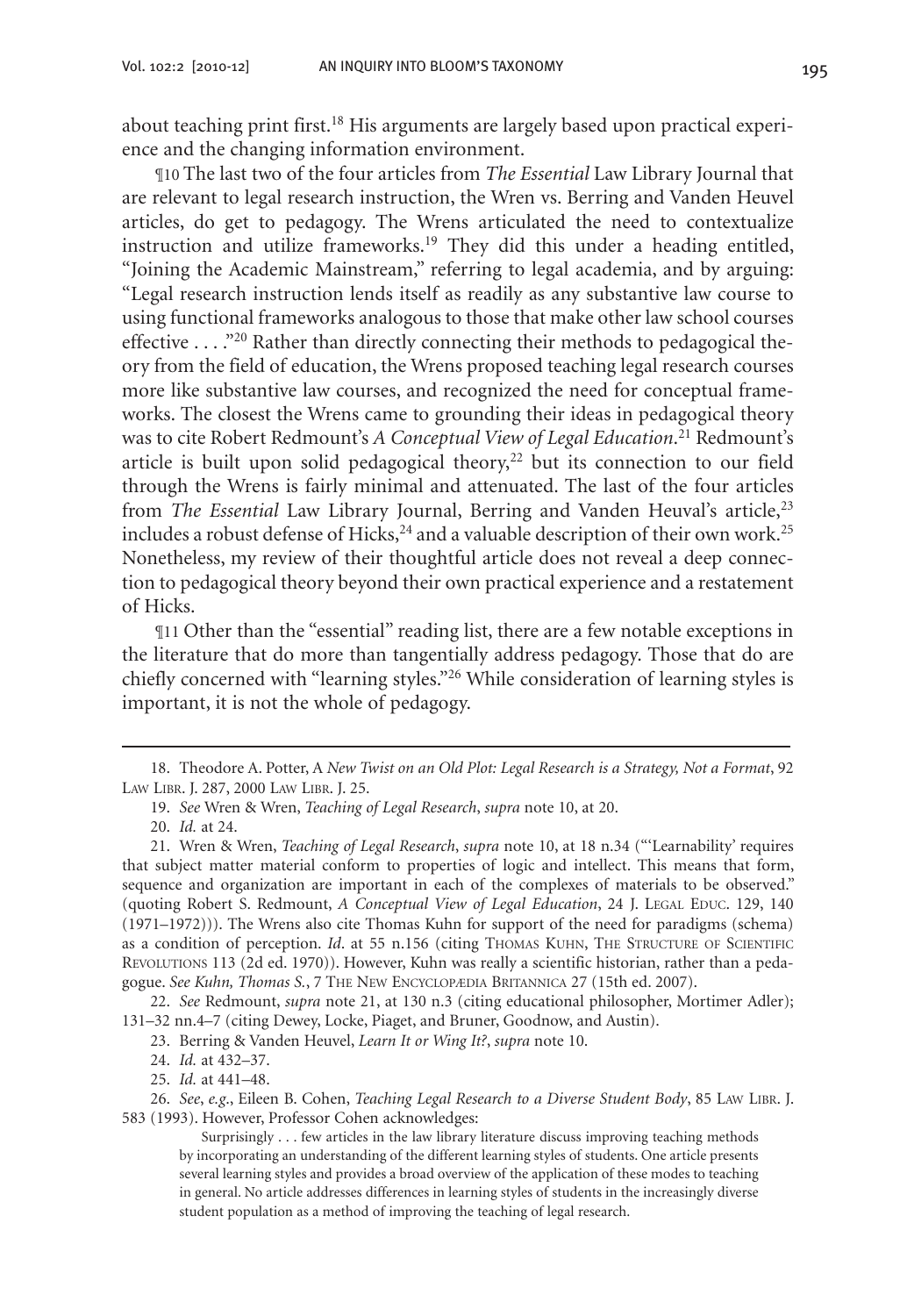about teaching print first.[18] His arguments are largely based upon practical experience and the changing information environment.

¶10 The last two of the four articles from *The Essential* Law Library Journal that are relevant to legal research instruction, the Wren vs. Berring and Vanden Heuvel articles, do get to pedagogy. The Wrens articulated the need to contextualize instruction and utilize frameworks.[19] They did this under a heading entitled, "Joining the Academic Mainstream," referring to legal academia, and by arguing: "Legal research instruction lends itself as readily as any substantive law course to using functional frameworks analogous to those that make other law school courses effective . . . ."[20] Rather than directly connecting their methods to pedagogical theory from the field of education, the Wrens proposed teaching legal research courses more like substantive law courses, and recognized the need for conceptual frameworks. The closest the Wrens came to grounding their ideas in pedagogical theory was to cite Robert Redmount's *A Conceptual View of Legal Education*.[21] Redmount's article is built upon solid pedagogical theory,[22] but its connection to our field through the Wrens is fairly minimal and attenuated. The last of the four articles from *The Essential* Law Library Journal, Berring and Vanden Heuval's article,[23] includes a robust defense of Hicks,[24] and a valuable description of their own work.[25] Nonetheless, my review of their thoughtful article does not reveal a deep connection to pedagogical theory beyond their own practical experience and a restatement of Hicks.

¶11 Other than the "essential" reading list, there are a few notable exceptions in the literature that do more than tangentially address pedagogy. Those that do are chiefly concerned with "learning styles."[26] While consideration of learning styles is important, it is not the whole of pedagogy.

---

18. Theodore A. Potter, A *New Twist on an Old Plot: Legal Research is a Strategy, Not a Format*, 92 Law Libr. J. 287, 2000 Law Libr. J. 25.

19. *See* Wren & Wren, *Teaching of Legal Research*, *supra* note 10, at 20.

20. *Id.* at 24.

21. Wren & Wren, *Teaching of Legal Research*, *supra* note 10, at 18 n.34 ("'Learnability' requires that subject matter material conform to properties of logic and intellect. This means that form, sequence and organization are important in each of the complexes of materials to be observed." (quoting Robert S. Redmount, *A Conceptual View of Legal Education*, 24 J. Legal Educ. 129, 140 (1971–1972))). The Wrens also cite Thomas Kuhn for support of the need for paradigms (schema) as a condition of perception. *Id*. at 55 n.156 (citing Thomas Kuhn, The Structure of Scientific Revolutions 113 (2d ed. 1970)). However, Kuhn was really a scientific historian, rather than a pedagogue. *See Kuhn, Thomas S.*, 7 The New Encyclopædia Britannica 27 (15th ed. 2007).

22. *See* Redmount, *supra* note 21, at 130 n.3 (citing educational philosopher, Mortimer Adler); 131–32 nn.4–7 (citing Dewey, Locke, Piaget, and Bruner, Goodnow, and Austin).

23. Berring & Vanden Heuvel, *Learn It or Wing It?*, *supra* note 10.

24. *Id.* at 432–37.

25. *Id.* at 441–48.

26. *See*, *e.g*., Eileen B. Cohen, *Teaching Legal Research to a Diverse Student Body*, 85 Law Libr. J. 583 (1993). However, Professor Cohen acknowledges:

> Surprisingly . . . few articles in the law library literature discuss improving teaching methods by incorporating an understanding of the different learning styles of students. One article presents several learning styles and provides a broad overview of the application of these modes to teaching in general. No article addresses differences in learning styles of students in the increasingly diverse student population as a method of improving the teaching of legal research.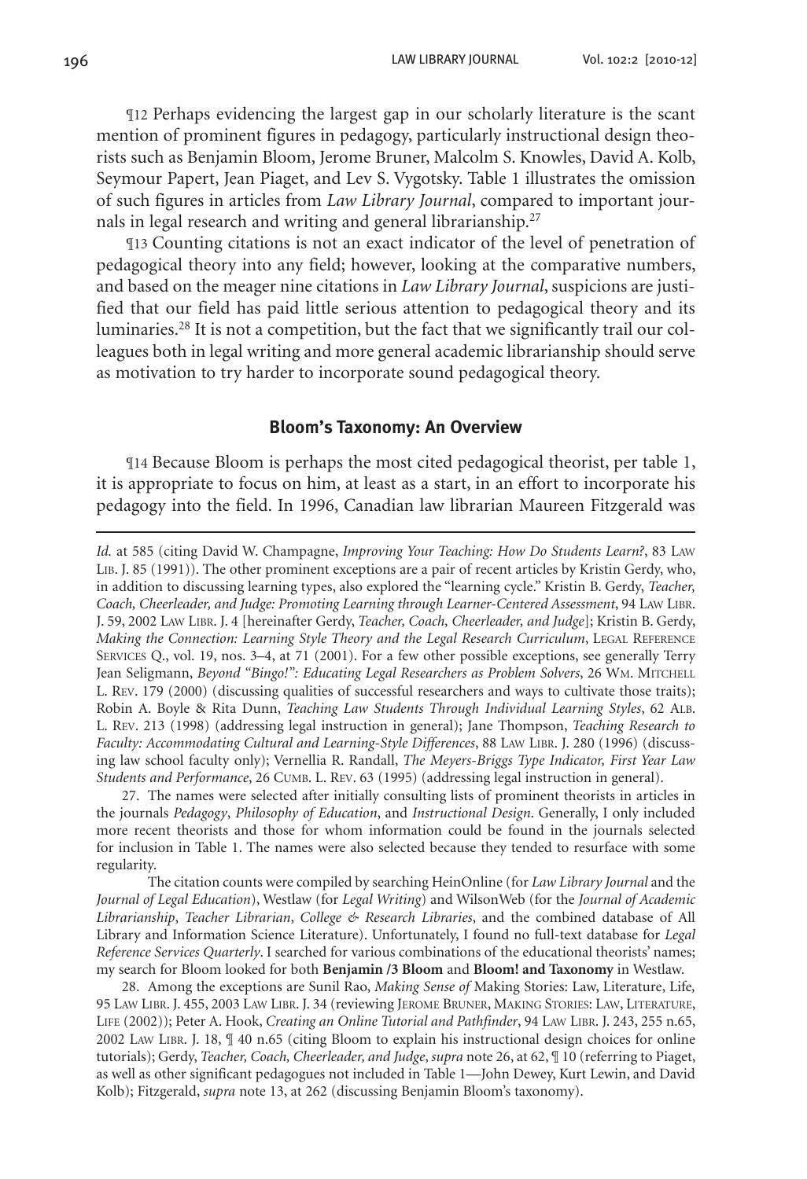¶12 Perhaps evidencing the largest gap in our scholarly literature is the scant mention of prominent figures in pedagogy, particularly instructional design theorists such as Benjamin Bloom, Jerome Bruner, Malcolm S. Knowles, David A. Kolb, Seymour Papert, Jean Piaget, and Lev S. Vygotsky. Table 1 illustrates the omission of such figures in articles from *Law Library Journal*, compared to important journals in legal research and writing and general librarianship.[27]

¶13 Counting citations is not an exact indicator of the level of penetration of pedagogical theory into any field; however, looking at the comparative numbers, and based on the meager nine citations in *Law Library Journal*, suspicions are justified that our field has paid little serious attention to pedagogical theory and its luminaries.[28] It is not a competition, but the fact that we significantly trail our colleagues both in legal writing and more general academic librarianship should serve as motivation to try harder to incorporate sound pedagogical theory.

## Bloom's Taxonomy: An Overview

¶14 Because Bloom is perhaps the most cited pedagogical theorist, per table 1, it is appropriate to focus on him, at least as a start, in an effort to incorporate his pedagogy into the field. In 1996, Canadian law librarian Maureen Fitzgerald was

---

*Id.* at 585 (citing David W. Champagne, *Improving Your Teaching: How Do Students Learn?*, 83 LAW LIB. J. 85 (1991)). The other prominent exceptions are a pair of recent articles by Kristin Gerdy, who, in addition to discussing learning types, also explored the "learning cycle." Kristin B. Gerdy, *Teacher, Coach, Cheerleader, and Judge: Promoting Learning through Learner-Centered Assessment*, 94 LAW LIBR. J. 59, 2002 LAW LIBR. J. 4 [hereinafter Gerdy, *Teacher, Coach, Cheerleader, and Judge*]; Kristin B. Gerdy, *Making the Connection: Learning Style Theory and the Legal Research Curriculum*, LEGAL REFERENCE SERVICES Q., vol. 19, nos. 3–4, at 71 (2001). For a few other possible exceptions, see generally Terry Jean Seligmann, *Beyond "Bingo!": Educating Legal Researchers as Problem Solvers*, 26 WM. MITCHELL L. REV. 179 (2000) (discussing qualities of successful researchers and ways to cultivate those traits); Robin A. Boyle & Rita Dunn, *Teaching Law Students Through Individual Learning Styles*, 62 ALB. L. REV. 213 (1998) (addressing legal instruction in general); Jane Thompson, *Teaching Research to Faculty: Accommodating Cultural and Learning-Style Differences*, 88 LAW LIBR. J. 280 (1996) (discussing law school faculty only); Vernellia R. Randall, *The Meyers-Briggs Type Indicator, First Year Law Students and Performance*, 26 CUMB. L. REV. 63 (1995) (addressing legal instruction in general).

27. The names were selected after initially consulting lists of prominent theorists in articles in the journals *Pedagogy*, *Philosophy of Education*, and *Instructional Design*. Generally, I only included more recent theorists and those for whom information could be found in the journals selected for inclusion in Table 1. The names were also selected because they tended to resurface with some regularity.

The citation counts were compiled by searching HeinOnline (for *Law Library Journal* and the *Journal of Legal Education*), Westlaw (for *Legal Writing*) and WilsonWeb (for the *Journal of Academic Librarianship*, *Teacher Librarian*, *College & Research Libraries*, and the combined database of All Library and Information Science Literature). Unfortunately, I found no full-text database for *Legal Reference Services Quarterly*. I searched for various combinations of the educational theorists' names; my search for Bloom looked for both **Benjamin /3 Bloom** and **Bloom! and Taxonomy** in Westlaw.

28. Among the exceptions are Sunil Rao, *Making Sense of* Making Stories: Law, Literature, Life, 95 LAW LIBR. J. 455, 2003 LAW LIBR. J. 34 (reviewing JEROME BRUNER, MAKING STORIES: LAW, LITERATURE, LIFE (2002)); Peter A. Hook, *Creating an Online Tutorial and Pathfinder*, 94 LAW LIBR. J. 243, 255 n.65, 2002 LAW LIBR. J. 18, ¶ 40 n.65 (citing Bloom to explain his instructional design choices for online tutorials); Gerdy, *Teacher, Coach, Cheerleader, and Judge*, *supra* note 26, at 62, ¶ 10 (referring to Piaget, as well as other significant pedagogues not included in Table 1—John Dewey, Kurt Lewin, and David Kolb); Fitzgerald, *supra* note 13, at 262 (discussing Benjamin Bloom's taxonomy).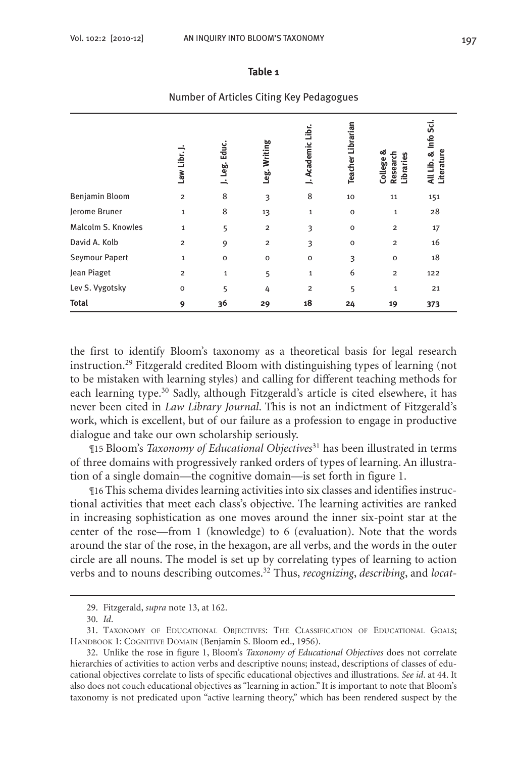**Table 1**

Number of Articles Citing Key Pedagogues

| | Law Libr. J. | J. Leg. Educ. | Leg. Writing | J. Academic Libr. | Teacher Librarian | College & Research Libraries | All Lib. & Info Sci. Literature |
|---|---|---|---|---|---|---|---|
| Benjamin Bloom | 2 | 8 | 3 | 8 | 10 | 11 | 151 |
| Jerome Bruner | 1 | 8 | 13 | 1 | 0 | 1 | 28 |
| Malcolm S. Knowles | 1 | 5 | 2 | 3 | 0 | 2 | 17 |
| David A. Kolb | 2 | 9 | 2 | 3 | 0 | 2 | 16 |
| Seymour Papert | 1 | 0 | 0 | 0 | 3 | 0 | 18 |
| Jean Piaget | 2 | 1 | 5 | 1 | 6 | 2 | 122 |
| Lev S. Vygotsky | 0 | 5 | 4 | 2 | 5 | 1 | 21 |
| **Total** | **9** | **36** | **29** | **18** | **24** | **19** | **373** |

the first to identify Bloom's taxonomy as a theoretical basis for legal research instruction.[29] Fitzgerald credited Bloom with distinguishing types of learning (not to be mistaken with learning styles) and calling for different teaching methods for each learning type.[30] Sadly, although Fitzgerald's article is cited elsewhere, it has never been cited in *Law Library Journal*. This is not an indictment of Fitzgerald's work, which is excellent, but of our failure as a profession to engage in productive dialogue and take our own scholarship seriously.

¶15 Bloom's *Taxonomy of Educational Objectives*[31] has been illustrated in terms of three domains with progressively ranked orders of types of learning. An illustration of a single domain—the cognitive domain—is set forth in figure 1.

¶16 This schema divides learning activities into six classes and identifies instructional activities that meet each class's objective. The learning activities are ranked in increasing sophistication as one moves around the inner six-point star at the center of the rose—from 1 (knowledge) to 6 (evaluation). Note that the words around the star of the rose, in the hexagon, are all verbs, and the words in the outer circle are all nouns. The model is set up by correlating types of learning to action verbs and to nouns describing outcomes.[32] Thus, *recognizing*, *describing*, and *locat-*

29. Fitzgerald, *supra* note 13, at 162.

30. *Id.*

31. Taxonomy of Educational Objectives: The Classification of Educational Goals; Handbook 1: Cognitive Domain (Benjamin S. Bloom ed., 1956).

32. Unlike the rose in figure 1, Bloom's *Taxonomy of Educational Objectives* does not correlate hierarchies of activities to action verbs and descriptive nouns; instead, descriptions of classes of educational objectives correlate to lists of specific educational objectives and illustrations. *See id.* at 44. It also does not couch educational objectives as "learning in action." It is important to note that Bloom's taxonomy is not predicated upon "active learning theory," which has been rendered suspect by the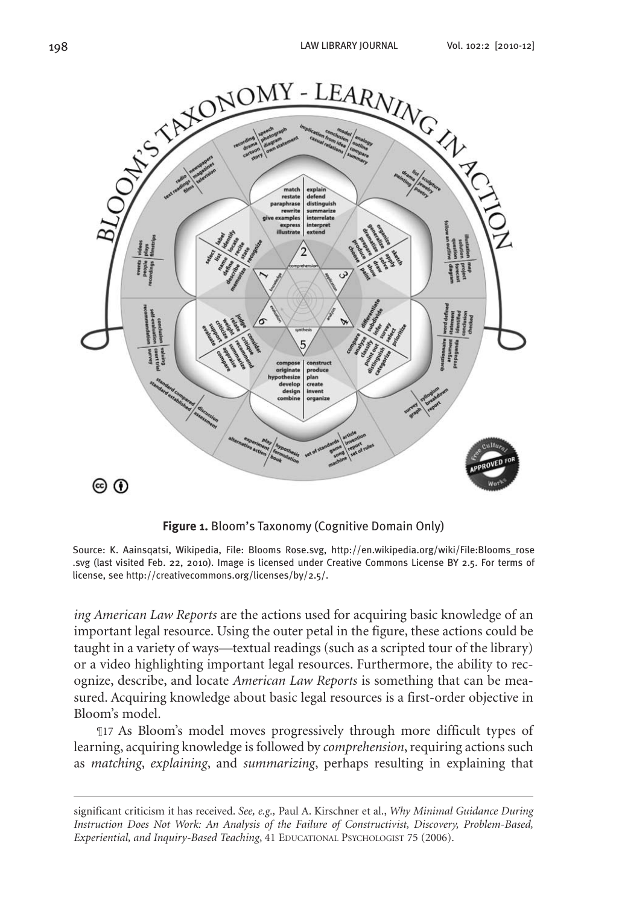**Figure 1.** Bloom's Taxonomy (Cognitive Domain Only)

Source: K. Aainsqatsi, Wikipedia, File: Blooms Rose.svg, http://en.wikipedia.org/wiki/File:Blooms_rose.svg (last visited Feb. 22, 2010). Image is licensed under Creative Commons License BY 2.5. For terms of license, see http://creativecommons.org/licenses/by/2.5/.

*ing American Law Reports* are the actions used for acquiring basic knowledge of an important legal resource. Using the outer petal in the figure, these actions could be taught in a variety of ways—textual readings (such as a scripted tour of the library) or a video highlighting important legal resources. Furthermore, the ability to recognize, describe, and locate *American Law Reports* is something that can be measured. Acquiring knowledge about basic legal resources is a first-order objective in Bloom's model.

¶17 As Bloom's model moves progressively through more difficult types of learning, acquiring knowledge is followed by *comprehension*, requiring actions such as *matching*, *explaining*, and *summarizing*, perhaps resulting in explaining that

---

significant criticism it has received. *See, e.g.,* Paul A. Kirschner et al., *Why Minimal Guidance During Instruction Does Not Work: An Analysis of the Failure of Constructivist, Discovery, Problem-Based, Experiential, and Inquiry-Based Teaching*, 41 EDUCATIONAL PSYCHOLOGIST 75 (2006).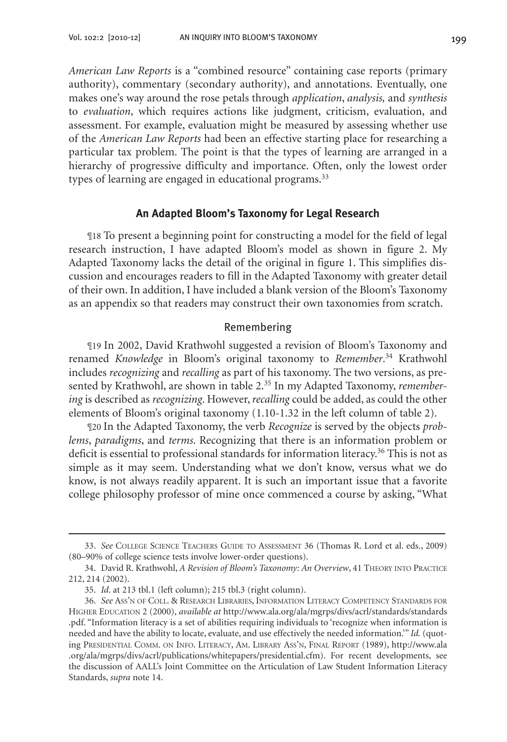*American Law Reports* is a "combined resource" containing case reports (primary authority), commentary (secondary authority), and annotations. Eventually, one makes one's way around the rose petals through *application*, *analysis,* and *synthesis* to *evaluation*, which requires actions like judgment, criticism, evaluation, and assessment. For example, evaluation might be measured by assessing whether use of the *American Law Reports* had been an effective starting place for researching a particular tax problem. The point is that the types of learning are arranged in a hierarchy of progressive difficulty and importance. Often, only the lowest order types of learning are engaged in educational programs.[33]

## An Adapted Bloom's Taxonomy for Legal Research

¶18 To present a beginning point for constructing a model for the field of legal research instruction, I have adapted Bloom's model as shown in figure 2. My Adapted Taxonomy lacks the detail of the original in figure 1. This simplifies discussion and encourages readers to fill in the Adapted Taxonomy with greater detail of their own. In addition, I have included a blank version of the Bloom's Taxonomy as an appendix so that readers may construct their own taxonomies from scratch.

### Remembering

¶19 In 2002, David Krathwohl suggested a revision of Bloom's Taxonomy and renamed *Knowledge* in Bloom's original taxonomy to *Remember*.[34] Krathwohl includes *recognizing* and *recalling* as part of his taxonomy. The two versions, as presented by Krathwohl, are shown in table 2.[35] In my Adapted Taxonomy, *remembering* is described as *recognizing*. However, *recalling* could be added, as could the other elements of Bloom's original taxonomy (1.10-1.32 in the left column of table 2).

¶20 In the Adapted Taxonomy, the verb *Recognize* is served by the objects *problems*, *paradigms*, and *terms*. Recognizing that there is an information problem or deficit is essential to professional standards for information literacy.[36] This is not as simple as it may seem. Understanding what we don't know, versus what we do know, is not always readily apparent. It is such an important issue that a favorite college philosophy professor of mine once commenced a course by asking, "What

---

33. *See* College Science Teachers Guide to Assessment 36 (Thomas R. Lord et al. eds., 2009) (80–90% of college science tests involve lower-order questions).

34. David R. Krathwohl, *A Revision of Bloom's Taxonomy: An Overview*, 41 Theory into Practice 212, 214 (2002).

35. *Id*. at 213 tbl.1 (left column); 215 tbl.3 (right column).

36. *See* Ass'n of Coll. & Research Libraries, Information Literacy Competency Standards for Higher Education 2 (2000), *available at* http://www.ala.org/ala/mgrps/divs/acrl/standards/standards.pdf. "Information literacy is a set of abilities requiring individuals to 'recognize when information is needed and have the ability to locate, evaluate, and use effectively the needed information.'" *Id.* (quoting Presidential Comm. on Info. Literacy, Am. Library Ass'n, Final Report (1989), http://www.ala.org/ala/mgrps/divs/acrl/publications/whitepapers/presidential.cfm). For recent developments, see the discussion of AALL's Joint Committee on the Articulation of Law Student Information Literacy Standards, *supra* note 14.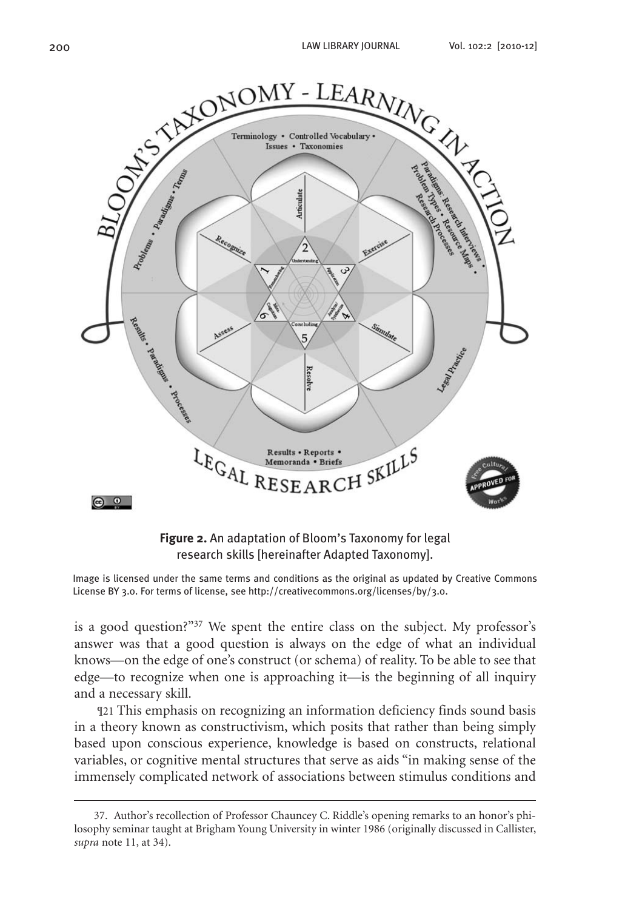**Figure 2.** An adaptation of Bloom's Taxonomy for legal research skills [hereinafter Adapted Taxonomy].

Image is licensed under the same terms and conditions as the original as updated by Creative Commons License BY 3.0. For terms of license, see http://creativecommons.org/licenses/by/3.0.

is a good question?"[37] We spent the entire class on the subject. My professor's answer was that a good question is always on the edge of what an individual knows—on the edge of one's construct (or schema) of reality. To be able to see that edge—to recognize when one is approaching it—is the beginning of all inquiry and a necessary skill.

¶21 This emphasis on recognizing an information deficiency finds sound basis in a theory known as constructivism, which posits that rather than being simply based upon conscious experience, knowledge is based on constructs, relational variables, or cognitive mental structures that serve as aids "in making sense of the immensely complicated network of associations between stimulus conditions and

37. Author's recollection of Professor Chauncey C. Riddle's opening remarks to an honor's philosophy seminar taught at Brigham Young University in winter 1986 (originally discussed in Callister, *supra* note 11, at 34).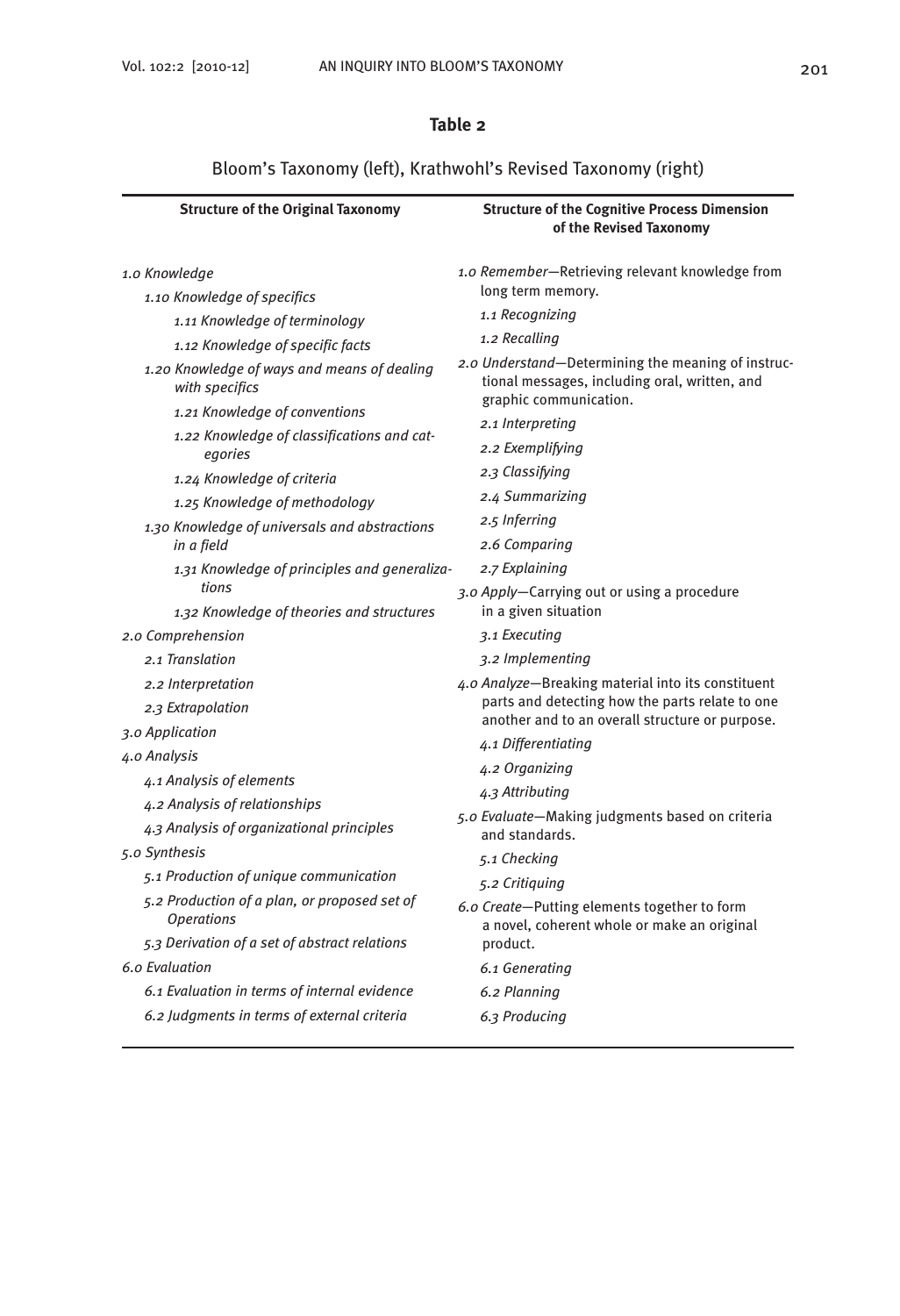**Table 2**

Bloom's Taxonomy (left), Krathwohl's Revised Taxonomy (right)

| Structure of the Original Taxonomy | Structure of the Cognitive Process Dimension of the Revised Taxonomy |
|---|---|
| *1.0 Knowledge*<br>*1.10 Knowledge of specifics*<br>*1.11 Knowledge of terminology*<br>*1.12 Knowledge of specific facts*<br>*1.20 Knowledge of ways and means of dealing with specifics*<br>*1.21 Knowledge of conventions*<br>*1.22 Knowledge of classifications and categories*<br>*1.24 Knowledge of criteria*<br>*1.25 Knowledge of methodology*<br>*1.30 Knowledge of universals and abstractions in a field*<br>*1.31 Knowledge of principles and generalizations*<br>*1.32 Knowledge of theories and structures*<br>*2.0 Comprehension*<br>*2.1 Translation*<br>*2.2 Interpretation*<br>*2.3 Extrapolation*<br>*3.0 Application*<br>*4.0 Analysis*<br>*4.1 Analysis of elements*<br>*4.2 Analysis of relationships*<br>*4.3 Analysis of organizational principles*<br>*5.0 Synthesis*<br>*5.1 Production of unique communication*<br>*5.2 Production of a plan, or proposed set of Operations*<br>*5.3 Derivation of a set of abstract relations*<br>*6.0 Evaluation*<br>*6.1 Evaluation in terms of internal evidence*<br>*6.2 Judgments in terms of external criteria* | *1.0 Remember*—Retrieving relevant knowledge from long term memory.<br>*1.1 Recognizing*<br>*1.2 Recalling*<br>*2.0 Understand*—Determining the meaning of instructional messages, including oral, written, and graphic communication.<br>*2.1 Interpreting*<br>*2.2 Exemplifying*<br>*2.3 Classifying*<br>*2.4 Summarizing*<br>*2.5 Inferring*<br>*2.6 Comparing*<br>*2.7 Explaining*<br>*3.0 Apply*—Carrying out or using a procedure in a given situation<br>*3.1 Executing*<br>*3.2 Implementing*<br>*4.0 Analyze*—Breaking material into its constituent parts and detecting how the parts relate to one another and to an overall structure or purpose.<br>*4.1 Differentiating*<br>*4.2 Organizing*<br>*4.3 Attributing*<br>*5.0 Evaluate*—Making judgments based on criteria and standards.<br>*5.1 Checking*<br>*5.2 Critiquing*<br>*6.0 Create*—Putting elements together to form a novel, coherent whole or make an original product.<br>*6.1 Generating*<br>*6.2 Planning*<br>*6.3 Producing* |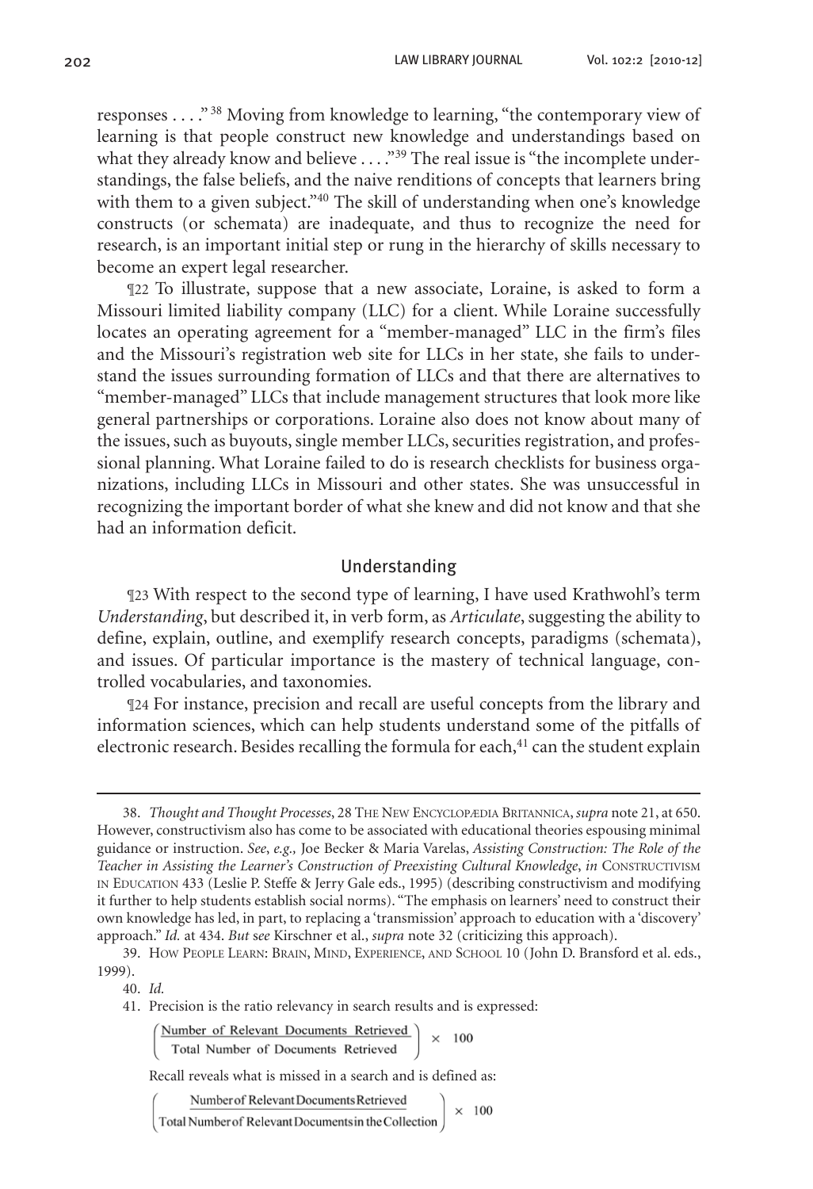responses . . . ."[38] Moving from knowledge to learning, "the contemporary view of learning is that people construct new knowledge and understandings based on what they already know and believe . . . ."[39] The real issue is "the incomplete understandings, the false beliefs, and the naive renditions of concepts that learners bring with them to a given subject."[40] The skill of understanding when one's knowledge constructs (or schemata) are inadequate, and thus to recognize the need for research, is an important initial step or rung in the hierarchy of skills necessary to become an expert legal researcher.

¶22 To illustrate, suppose that a new associate, Loraine, is asked to form a Missouri limited liability company (LLC) for a client. While Loraine successfully locates an operating agreement for a "member-managed" LLC in the firm's files and the Missouri's registration web site for LLCs in her state, she fails to understand the issues surrounding formation of LLCs and that there are alternatives to "member-managed" LLCs that include management structures that look more like general partnerships or corporations. Loraine also does not know about many of the issues, such as buyouts, single member LLCs, securities registration, and professional planning. What Loraine failed to do is research checklists for business organizations, including LLCs in Missouri and other states. She was unsuccessful in recognizing the important border of what she knew and did not know and that she had an information deficit.

## Understanding

¶23 With respect to the second type of learning, I have used Krathwohl's term *Understanding*, but described it, in verb form, as *Articulate*, suggesting the ability to define, explain, outline, and exemplify research concepts, paradigms (schemata), and issues. Of particular importance is the mastery of technical language, controlled vocabularies, and taxonomies.

¶24 For instance, precision and recall are useful concepts from the library and information sciences, which can help students understand some of the pitfalls of electronic research. Besides recalling the formula for each,[41] can the student explain

---

38. *Thought and Thought Processes*, 28 The New Encyclopædia Britannica, *supra* note 21, at 650. However, constructivism also has come to be associated with educational theories espousing minimal guidance or instruction. *See, e.g.,* Joe Becker & Maria Varelas, *Assisting Construction: The Role of the Teacher in Assisting the Learner's Construction of Preexisting Cultural Knowledge*, *in* Constructivism in Education 433 (Leslie P. Steffe & Jerry Gale eds., 1995) (describing constructivism and modifying it further to help students establish social norms). "The emphasis on learners' need to construct their own knowledge has led, in part, to replacing a 'transmission' approach to education with a 'discovery' approach." *Id.* at 434. *But see* Kirschner et al., *supra* note 32 (criticizing this approach).

39. How People Learn: Brain, Mind, Experience, and School 10 (John D. Bransford et al. eds., 1999).

40. *Id.*

41. Precision is the ratio relevancy in search results and is expressed:

$$\left(\frac{\text{Number of Relevant Documents Retrieved}}{\text{Total Number of Documents Retrieved}}\right) \times 100$$

Recall reveals what is missed in a search and is defined as:

$$\left(\frac{\text{Number of Relevant Documents Retrieved}}{\text{Total Number of Relevant Documents in the Collection}}\right) \times 100$$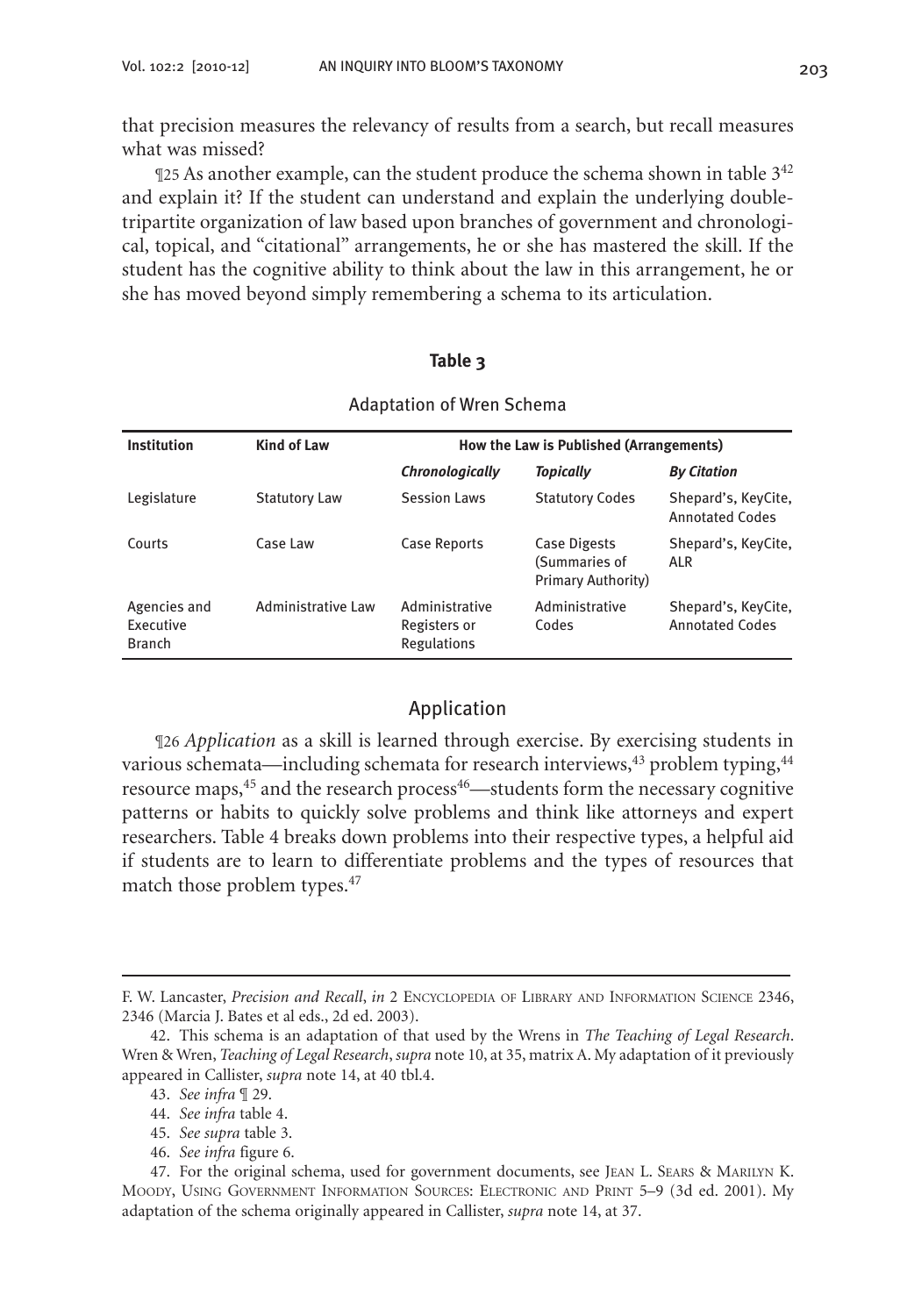that precision measures the relevancy of results from a search, but recall measures what was missed?

¶25 As another example, can the student produce the schema shown in table 3[42] and explain it? If the student can understand and explain the underlying double-tripartite organization of law based upon branches of government and chronological, topical, and "citational" arrangements, he or she has mastered the skill. If the student has the cognitive ability to think about the law in this arrangement, he or she has moved beyond simply remembering a schema to its articulation.

**Table 3**

Adaptation of Wren Schema

| Institution | Kind of Law | How the Law is Published (Arrangements) | | |
|---|---|---|---|---|
| | | ***Chronologically*** | ***Topically*** | ***By Citation*** |
| Legislature | Statutory Law | Session Laws | Statutory Codes | Shepard's, KeyCite, Annotated Codes |
| Courts | Case Law | Case Reports | Case Digests (Summaries of Primary Authority) | Shepard's, KeyCite, ALR |
| Agencies and Executive Branch | Administrative Law | Administrative Registers or Regulations | Administrative Codes | Shepard's, KeyCite, Annotated Codes |

## Application

¶26 *Application* as a skill is learned through exercise. By exercising students in various schemata—including schemata for research interviews,[43] problem typing,[44] resource maps,[45] and the research process[46]—students form the necessary cognitive patterns or habits to quickly solve problems and think like attorneys and expert researchers. Table 4 breaks down problems into their respective types, a helpful aid if students are to learn to differentiate problems and the types of resources that match those problem types.[47]

---

F. W. Lancaster, *Precision and Recall*, *in* 2 Encyclopedia of Library and Information Science 2346, 2346 (Marcia J. Bates et al eds., 2d ed. 2003).

42. This schema is an adaptation of that used by the Wrens in *The Teaching of Legal Research*. Wren & Wren, *Teaching of Legal Research*, *supra* note 10, at 35, matrix A. My adaptation of it previously appeared in Callister, *supra* note 14, at 40 tbl.4.

43. *See infra* ¶ 29.

44. *See infra* table 4.

45. *See supra* table 3.

46. *See infra* figure 6.

47. For the original schema, used for government documents, see Jean L. Sears & Marilyn K. Moody, Using Government Information Sources: Electronic and Print 5–9 (3d ed. 2001). My adaptation of the schema originally appeared in Callister, *supra* note 14, at 37.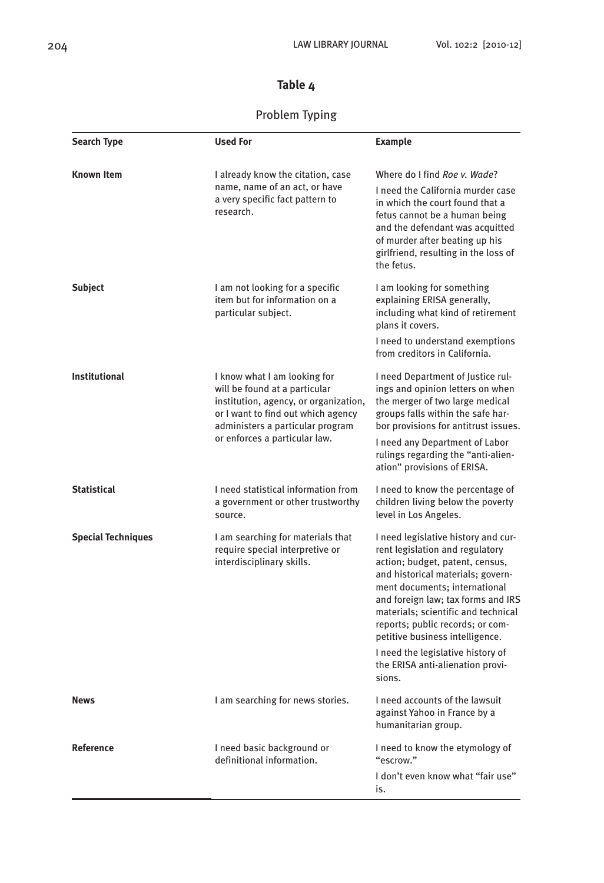**Table 4**

Problem Typing

| Search Type | Used For | Example |
|---|---|---|
| **Known Item** | I already know the citation, case name, name of an act, or have a very specific fact pattern to research. | Where do I find *Roe v. Wade*? I need the California murder case in which the court found that a fetus cannot be a human being and the defendant was acquitted of murder after beating up his girlfriend, resulting in the loss of the fetus. |
| **Subject** | I am not looking for a specific item but for information on a particular subject. | I am looking for something explaining ERISA generally, including what kind of retirement plans it covers. I need to understand exemptions from creditors in California. |
| **Institutional** | I know what I am looking for will be found at a particular institution, agency, or organization, or I want to find out which agency administers a particular program or enforces a particular law. | I need Department of Justice rulings and opinion letters on when the merger of two large medical groups falls within the safe harbor provisions for antitrust issues. I need any Department of Labor rulings regarding the "anti-alienation" provisions of ERISA. |
| **Statistical** | I need statistical information from a government or other trustworthy source. | I need to know the percentage of children living below the poverty level in Los Angeles. |
| **Special Techniques** | I am searching for materials that require special interpretive or interdisciplinary skills. | I need legislative history and current legislation and regulatory action; budget, patent, census, and historical materials; government documents; international and foreign law; tax forms and IRS materials; scientific and technical reports; public records; or competitive business intelligence. I need the legislative history of the ERISA anti-alienation provisions. |
| **News** | I am searching for news stories. | I need accounts of the lawsuit against Yahoo in France by a humanitarian group. |
| **Reference** | I need basic background or definitional information. | I need to know the etymology of "escrow." I don't even know what "fair use" is. |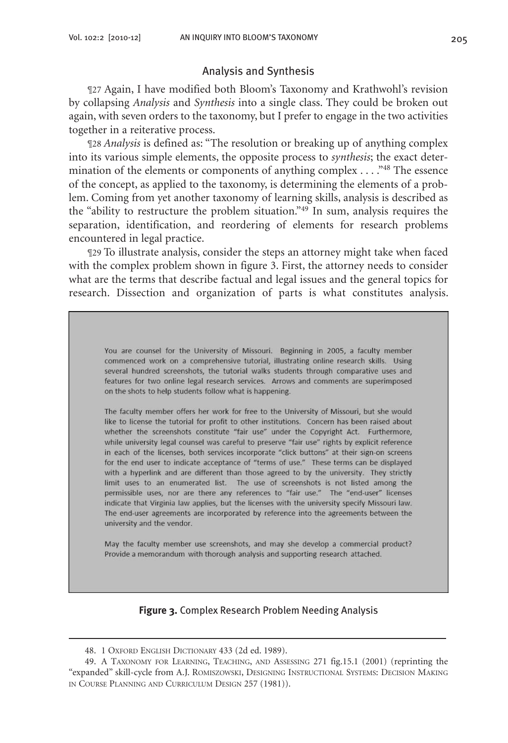### Analysis and Synthesis

¶27 Again, I have modified both Bloom's Taxonomy and Krathwohl's revision by collapsing *Analysis* and *Synthesis* into a single class. They could be broken out again, with seven orders to the taxonomy, but I prefer to engage in the two activities together in a reiterative process.

¶28 *Analysis* is defined as: "The resolution or breaking up of anything complex into its various simple elements, the opposite process to *synthesis*; the exact determination of the elements or components of anything complex . . . ."[48] The essence of the concept, as applied to the taxonomy, is determining the elements of a problem. Coming from yet another taxonomy of learning skills, analysis is described as the "ability to restructure the problem situation."[49] In sum, analysis requires the separation, identification, and reordering of elements for research problems encountered in legal practice.

¶29 To illustrate analysis, consider the steps an attorney might take when faced with the complex problem shown in figure 3. First, the attorney needs to consider what are the terms that describe factual and legal issues and the general topics for research. Dissection and organization of parts is what constitutes analysis.

> You are counsel for the University of Missouri. Beginning in 2005, a faculty member commenced work on a comprehensive tutorial, illustrating online research skills. Using several hundred screenshots, the tutorial walks students through comparative uses and features for two online legal research services. Arrows and comments are superimposed on the shots to help students follow what is happening.
>
> The faculty member offers her work for free to the University of Missouri, but she would like to license the tutorial for profit to other institutions. Concern has been raised about whether the screenshots constitute "fair use" under the Copyright Act. Furthermore, while university legal counsel was careful to preserve "fair use" rights by explicit reference in each of the licenses, both services incorporate "click buttons" at their sign-on screens for the end user to indicate acceptance of "terms of use." These terms can be displayed with a hyperlink and are different than those agreed to by the university. They strictly limit uses to an enumerated list. The use of screenshots is not listed among the permissible uses, nor are there any references to "fair use." The "end-user" licenses indicate that Virginia law applies, but the licenses with the university specify Missouri law. The end-user agreements are incorporated by reference into the agreements between the university and the vendor.
>
> May the faculty member use screenshots, and may she develop a commercial product? Provide a memorandum with thorough analysis and supporting research attached.

**Figure 3.** Complex Research Problem Needing Analysis

---

48. 1 Oxford English Dictionary 433 (2d ed. 1989).

49. A Taxonomy for Learning, Teaching, and Assessing 271 fig.15.1 (2001) (reprinting the "expanded" skill-cycle from A.J. Romiszowski, Designing Instructional Systems: Decision Making in Course Planning and Curriculum Design 257 (1981)).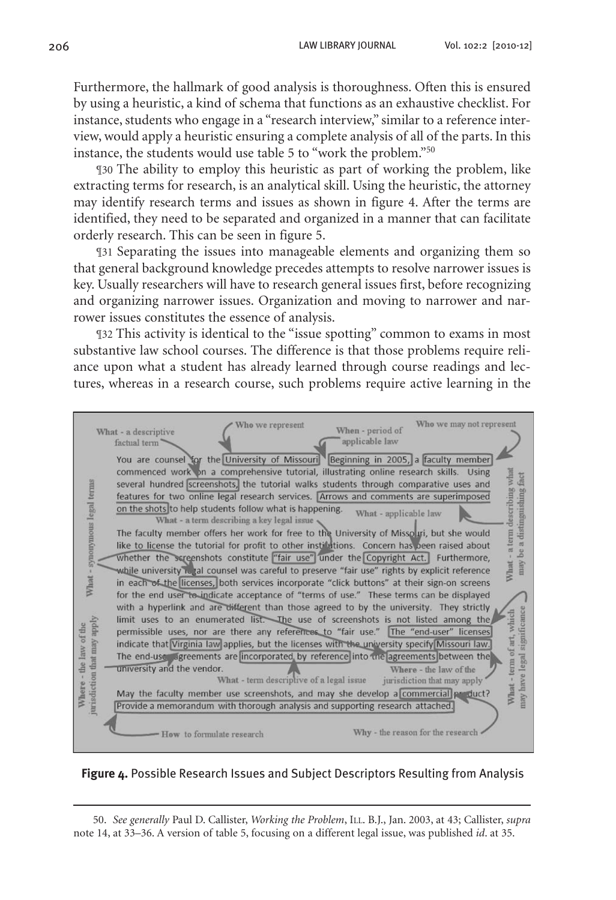Furthermore, the hallmark of good analysis is thoroughness. Often this is ensured by using a heuristic, a kind of schema that functions as an exhaustive checklist. For instance, students who engage in a "research interview," similar to a reference interview, would apply a heuristic ensuring a complete analysis of all of the parts. In this instance, the students would use table 5 to "work the problem."[50]

¶30 The ability to employ this heuristic as part of working the problem, like extracting terms for research, is an analytical skill. Using the heuristic, the attorney may identify research terms and issues as shown in figure 4. After the terms are identified, they need to be separated and organized in a manner that can facilitate orderly research. This can be seen in figure 5.

¶31 Separating the issues into manageable elements and organizing them so that general background knowledge precedes attempts to resolve narrower issues is key. Usually researchers will have to research general issues first, before recognizing and organizing narrower issues. Organization and moving to narrower and narrower issues constitutes the essence of analysis.

¶32 This activity is identical to the "issue spotting" common to exams in most substantive law school courses. The difference is that those problems require reliance upon what a student has already learned through course readings and lectures, whereas in a research course, such problems require active learning in the

You are counsel for the University of Missouri. Beginning in 2005, a faculty member commenced work on a comprehensive tutorial, illustrating online research skills. Using several hundred screenshots, the tutorial walks students through comparative uses and features for two online legal research services. Arrows and comments are superimposed on the shots to help students follow what is happening.

The faculty member offers her work for free to the University of Missouri, but she would like to license the tutorial for profit to other institutions. Concern has been raised about whether the screenshots constitute "fair use" under the Copyright Act. Furthermore, while university legal counsel was careful to preserve "fair use" rights by explicit reference in each of the licenses, both services incorporate "click buttons" at their sign-on screens for the end user to indicate acceptance of "terms of use." These terms can be displayed with a hyperlink and are different than those agreed to by the university. They strictly limit uses to an enumerated list. The use of screenshots is not listed among the permissible uses, nor are there any references to "fair use." The "end-user" licenses indicate that Virginia law applies, but the licenses with the university specify Missouri law. The end-user agreements are incorporated by reference into the agreements between the university and the vendor.

May the faculty member use screenshots, and may she develop a commercial product? Provide a memorandum with thorough analysis and supporting research attached.

(Annotations: What - a descriptive factual term; Who we represent; When - period of applicable law; Who we may not represent; What - a term describing what may be a distinguishing fact; What - a term describing a key legal issue; What - applicable law; What - synonymous legal terms; What - term of art, which may have legal significance; Where - the law of the jurisdiction that may apply; What - term descriptive of a legal issue; Where - the law of the jurisdiction that may apply; How to formulate research; Why - the reason for the research)

**Figure 4.** Possible Research Issues and Subject Descriptors Resulting from Analysis

---

50. *See generally* Paul D. Callister, *Working the Problem*, Ill. B.J., Jan. 2003, at 43; Callister, *supra* note 14, at 33–36. A version of table 5, focusing on a different legal issue, was published *id*. at 35.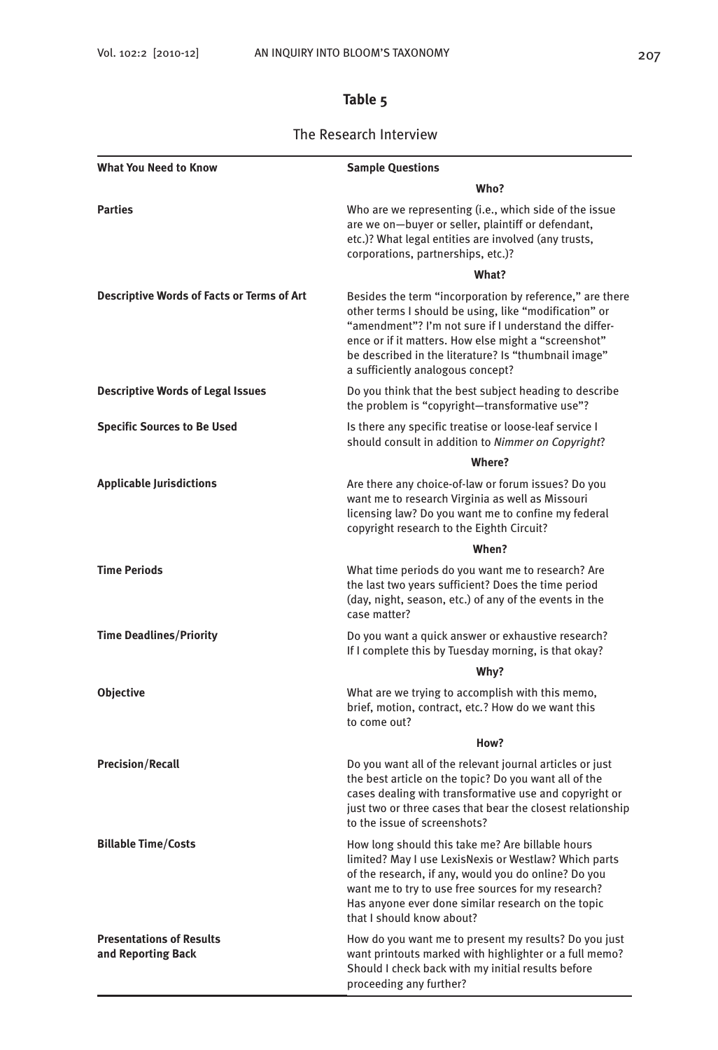**Table 5**

The Research Interview

| What You Need to Know | Sample Questions |
|---|---|
| | **Who?** |
| **Parties** | Who are we representing (i.e., which side of the issue are we on—buyer or seller, plaintiff or defendant, etc.)? What legal entities are involved (any trusts, corporations, partnerships, etc.)? |
| | **What?** |
| **Descriptive Words of Facts or Terms of Art** | Besides the term "incorporation by reference," are there other terms I should be using, like "modification" or "amendment"? I'm not sure if I understand the difference or if it matters. How else might a "screenshot" be described in the literature? Is "thumbnail image" a sufficiently analogous concept? |
| **Descriptive Words of Legal Issues** | Do you think that the best subject heading to describe the problem is "copyright—transformative use"? |
| **Specific Sources to Be Used** | Is there any specific treatise or loose-leaf service I should consult in addition to *Nimmer on Copyright*? |
| | **Where?** |
| **Applicable Jurisdictions** | Are there any choice-of-law or forum issues? Do you want me to research Virginia as well as Missouri licensing law? Do you want me to confine my federal copyright research to the Eighth Circuit? |
| | **When?** |
| **Time Periods** | What time periods do you want me to research? Are the last two years sufficient? Does the time period (day, night, season, etc.) of any of the events in the case matter? |
| **Time Deadlines/Priority** | Do you want a quick answer or exhaustive research? If I complete this by Tuesday morning, is that okay? |
| | **Why?** |
| **Objective** | What are we trying to accomplish with this memo, brief, motion, contract, etc.? How do we want this to come out? |
| | **How?** |
| **Precision/Recall** | Do you want all of the relevant journal articles or just the best article on the topic? Do you want all of the cases dealing with transformative use and copyright or just two or three cases that bear the closest relationship to the issue of screenshots? |
| **Billable Time/Costs** | How long should this take me? Are billable hours limited? May I use LexisNexis or Westlaw? Which parts of the research, if any, would you do online? Do you want me to try to use free sources for my research? Has anyone ever done similar research on the topic that I should know about? |
| **Presentations of Results and Reporting Back** | How do you want me to present my results? Do you just want printouts marked with highlighter or a full memo? Should I check back with my initial results before proceeding any further? |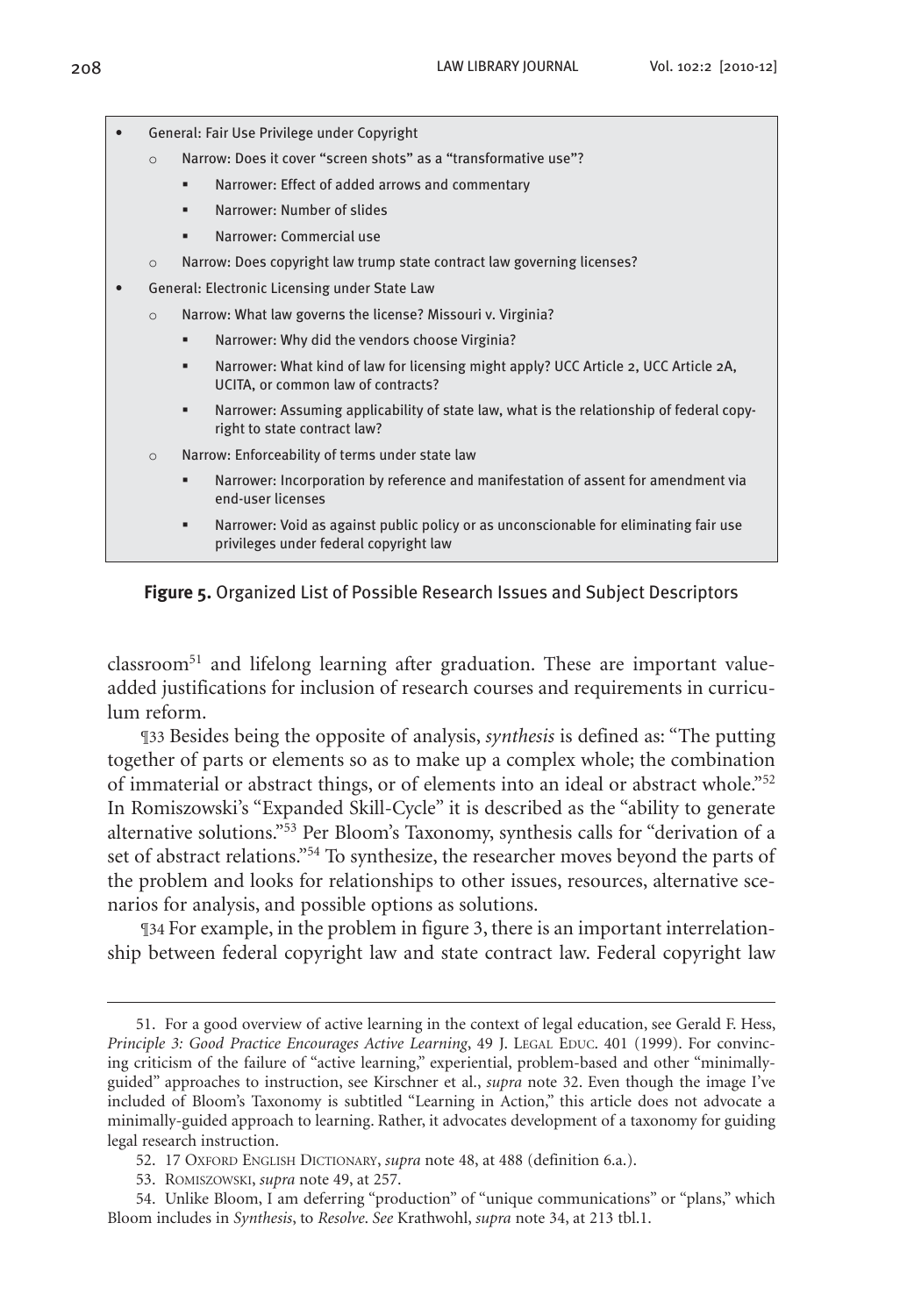- General: Fair Use Privilege under Copyright
  - Narrow: Does it cover "screen shots" as a "transformative use"?
    - Narrower: Effect of added arrows and commentary
    - Narrower: Number of slides
    - Narrower: Commercial use
  - Narrow: Does copyright law trump state contract law governing licenses?
- General: Electronic Licensing under State Law
  - Narrow: What law governs the license? Missouri v. Virginia?
    - Narrower: Why did the vendors choose Virginia?
    - Narrower: What kind of law for licensing might apply? UCC Article 2, UCC Article 2A, UCITA, or common law of contracts?
    - Narrower: Assuming applicability of state law, what is the relationship of federal copyright to state contract law?
  - Narrow: Enforceability of terms under state law
    - Narrower: Incorporation by reference and manifestation of assent for amendment via end-user licenses
    - Narrower: Void as against public policy or as unconscionable for eliminating fair use privileges under federal copyright law

**Figure 5.** Organized List of Possible Research Issues and Subject Descriptors

classroom[51] and lifelong learning after graduation. These are important value-added justifications for inclusion of research courses and requirements in curriculum reform.

¶33 Besides being the opposite of analysis, *synthesis* is defined as: "The putting together of parts or elements so as to make up a complex whole; the combination of immaterial or abstract things, or of elements into an ideal or abstract whole."[52] In Romiszowski's "Expanded Skill-Cycle" it is described as the "ability to generate alternative solutions."[53] Per Bloom's Taxonomy, synthesis calls for "derivation of a set of abstract relations."[54] To synthesize, the researcher moves beyond the parts of the problem and looks for relationships to other issues, resources, alternative scenarios for analysis, and possible options as solutions.

¶34 For example, in the problem in figure 3, there is an important interrelationship between federal copyright law and state contract law. Federal copyright law

---

51. For a good overview of active learning in the context of legal education, see Gerald F. Hess, *Principle 3: Good Practice Encourages Active Learning*, 49 J. Legal Educ. 401 (1999). For convincing criticism of the failure of "active learning," experiential, problem-based and other "minimally-guided" approaches to instruction, see Kirschner et al., *supra* note 32. Even though the image I've included of Bloom's Taxonomy is subtitled "Learning in Action," this article does not advocate a minimally-guided approach to learning. Rather, it advocates development of a taxonomy for guiding legal research instruction.

52. 17 Oxford English Dictionary, *supra* note 48, at 488 (definition 6.a.).

53. Romiszowski, *supra* note 49, at 257.

54. Unlike Bloom, I am deferring "production" of "unique communications" or "plans," which Bloom includes in *Synthesis*, to *Resolve*. *See* Krathwohl, *supra* note 34, at 213 tbl.1.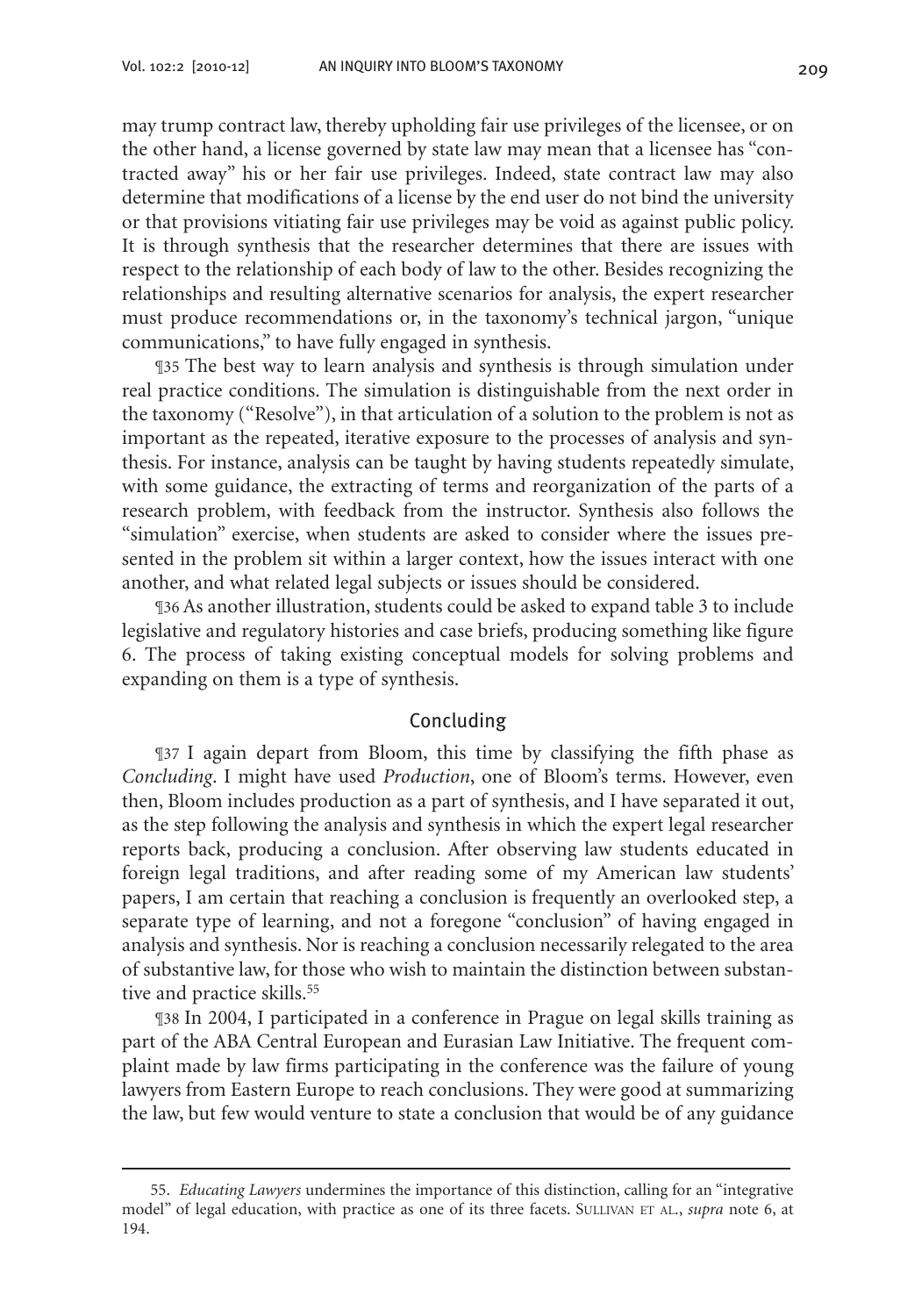may trump contract law, thereby upholding fair use privileges of the licensee, or on the other hand, a license governed by state law may mean that a licensee has "contracted away" his or her fair use privileges. Indeed, state contract law may also determine that modifications of a license by the end user do not bind the university or that provisions vitiating fair use privileges may be void as against public policy. It is through synthesis that the researcher determines that there are issues with respect to the relationship of each body of law to the other. Besides recognizing the relationships and resulting alternative scenarios for analysis, the expert researcher must produce recommendations or, in the taxonomy's technical jargon, "unique communications," to have fully engaged in synthesis.

¶35 The best way to learn analysis and synthesis is through simulation under real practice conditions. The simulation is distinguishable from the next order in the taxonomy ("Resolve"), in that articulation of a solution to the problem is not as important as the repeated, iterative exposure to the processes of analysis and synthesis. For instance, analysis can be taught by having students repeatedly simulate, with some guidance, the extracting of terms and reorganization of the parts of a research problem, with feedback from the instructor. Synthesis also follows the "simulation" exercise, when students are asked to consider where the issues presented in the problem sit within a larger context, how the issues interact with one another, and what related legal subjects or issues should be considered.

¶36 As another illustration, students could be asked to expand table 3 to include legislative and regulatory histories and case briefs, producing something like figure 6. The process of taking existing conceptual models for solving problems and expanding on them is a type of synthesis.

## Concluding

¶37 I again depart from Bloom, this time by classifying the fifth phase as *Concluding*. I might have used *Production*, one of Bloom's terms. However, even then, Bloom includes production as a part of synthesis, and I have separated it out, as the step following the analysis and synthesis in which the expert legal researcher reports back, producing a conclusion. After observing law students educated in foreign legal traditions, and after reading some of my American law students' papers, I am certain that reaching a conclusion is frequently an overlooked step, a separate type of learning, and not a foregone "conclusion" of having engaged in analysis and synthesis. Nor is reaching a conclusion necessarily relegated to the area of substantive law, for those who wish to maintain the distinction between substantive and practice skills.[55]

¶38 In 2004, I participated in a conference in Prague on legal skills training as part of the ABA Central European and Eurasian Law Initiative. The frequent complaint made by law firms participating in the conference was the failure of young lawyers from Eastern Europe to reach conclusions. They were good at summarizing the law, but few would venture to state a conclusion that would be of any guidance

---

55. *Educating Lawyers* undermines the importance of this distinction, calling for an "integrative model" of legal education, with practice as one of its three facets. SULLIVAN ET AL., *supra* note 6, at 194.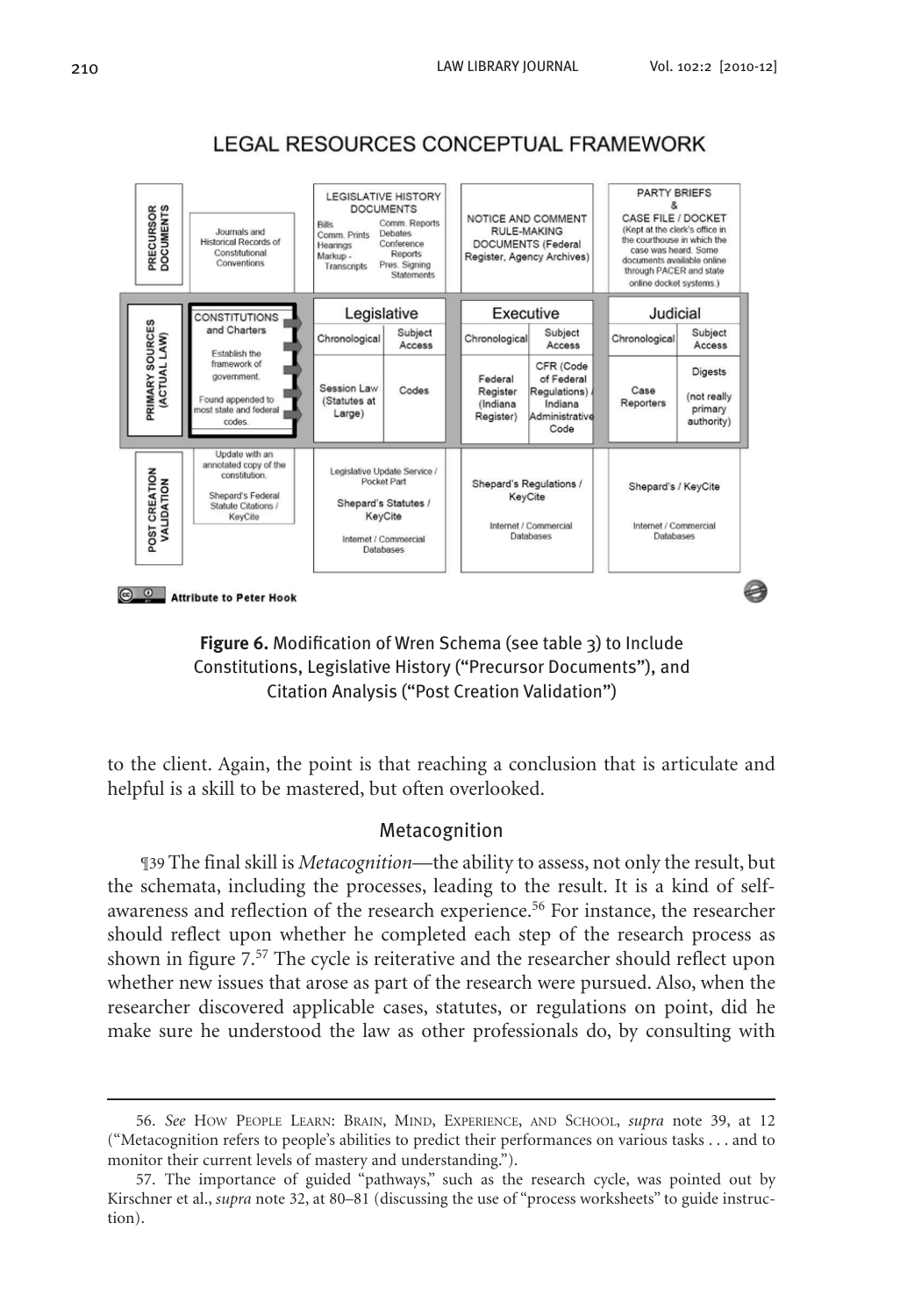## LEGAL RESOURCES CONCEPTUAL FRAMEWORK

| | | Legislative | | Executive | | Judicial | |
|---|---|---|---|---|---|---|---|
| **PRECURSOR DOCUMENTS** | Journals and Historical Records of Constitutional Conventions | LEGISLATIVE HISTORY DOCUMENTS: Bills, Comm. Prints, Hearings, Markup - Transcripts, Comm. Reports, Debates, Conference Reports, Pres. Signing Statements | | NOTICE AND COMMENT RULE-MAKING DOCUMENTS (Federal Register, Agency Archives) | | PARTY BRIEFS & CASE FILE / DOCKET (Kept at the clerk's office in the courthouse in which the case was heard. Some documents available online through PACER and state online docket systems.) | |
| **PRIMARY SOURCES (ACTUAL LAW)** | CONSTITUTIONS and Charters. Establish the framework of government. Found appended to most state and federal codes. | Chronological | Subject Access | Chronological | Subject Access | Chronological | Subject Access |
| | | Session Law (Statutes at Large) | Codes | Federal Register (Indiana Register) | CFR (Code of Federal Regulations) / Indiana Administrative Code | Case Reporters | Digests (not really primary authority) |
| **POST CREATION VALIDATION** | Update with an annotated copy of the constitution. Shepard's Federal Statute Citations / KeyCite | Legislative Update Service / Pocket Part; Shepard's Statutes / KeyCite; Internet / Commercial Databases | | Shepard's Regulations / KeyCite; Internet / Commercial Databases | | Shepard's / KeyCite; Internet / Commercial Databases | |

Attribute to Peter Hook

**Figure 6.** Modification of Wren Schema (see table 3) to Include Constitutions, Legislative History ("Precursor Documents"), and Citation Analysis ("Post Creation Validation")

to the client. Again, the point is that reaching a conclusion that is articulate and helpful is a skill to be mastered, but often overlooked.

### Metacognition

¶39 The final skill is *Metacognition*—the ability to assess, not only the result, but the schemata, including the processes, leading to the result. It is a kind of self-awareness and reflection of the research experience.[56] For instance, the researcher should reflect upon whether he completed each step of the research process as shown in figure 7.[57] The cycle is reiterative and the researcher should reflect upon whether new issues that arose as part of the research were pursued. Also, when the researcher discovered applicable cases, statutes, or regulations on point, did he make sure he understood the law as other professionals do, by consulting with

---

56. *See* How People Learn: Brain, Mind, Experience, and School, *supra* note 39, at 12 ("Metacognition refers to people's abilities to predict their performances on various tasks . . . and to monitor their current levels of mastery and understanding.").

57. The importance of guided "pathways," such as the research cycle, was pointed out by Kirschner et al., *supra* note 32, at 80–81 (discussing the use of "process worksheets" to guide instruction).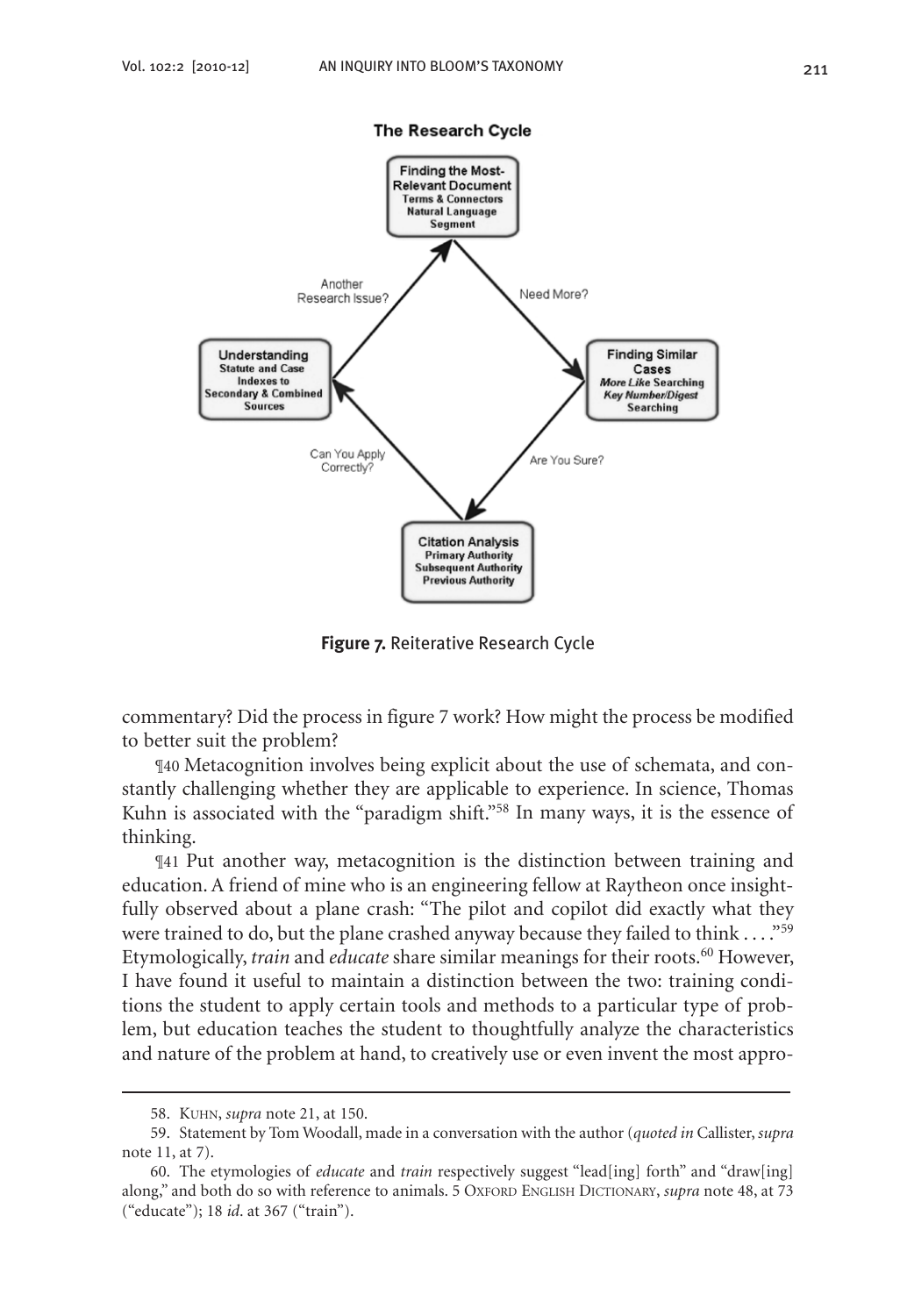**The Research Cycle**

**Finding the Most-Relevant Document**
Terms & Connectors
Natural Language
Segment

Need More?

**Finding Similar Cases**
*More Like* Searching
*Key Number/Digest* Searching

Are You Sure?

**Citation Analysis**
Primary Authority
Subsequent Authority
Previous Authority

Can You Apply Correctly?

**Understanding**
Statute and Case Indexes to Secondary & Combined Sources

Another Research Issue?

**Figure 7.** Reiterative Research Cycle

commentary? Did the process in figure 7 work? How might the process be modified to better suit the problem?

¶40 Metacognition involves being explicit about the use of schemata, and constantly challenging whether they are applicable to experience. In science, Thomas Kuhn is associated with the "paradigm shift."[58] In many ways, it is the essence of thinking.

¶41 Put another way, metacognition is the distinction between training and education. A friend of mine who is an engineering fellow at Raytheon once insightfully observed about a plane crash: "The pilot and copilot did exactly what they were trained to do, but the plane crashed anyway because they failed to think . . . ."[59] Etymologically, *train* and *educate* share similar meanings for their roots.[60] However, I have found it useful to maintain a distinction between the two: training conditions the student to apply certain tools and methods to a particular type of problem, but education teaches the student to thoughtfully analyze the characteristics and nature of the problem at hand, to creatively use or even invent the most appro-

---

58. Kuhn, *supra* note 21, at 150.

59. Statement by Tom Woodall, made in a conversation with the author (*quoted in* Callister, *supra* note 11, at 7).

60. The etymologies of *educate* and *train* respectively suggest "lead[ing] forth" and "draw[ing] along," and both do so with reference to animals. 5 Oxford English Dictionary, *supra* note 48, at 73 ("educate"); 18 *id*. at 367 ("train").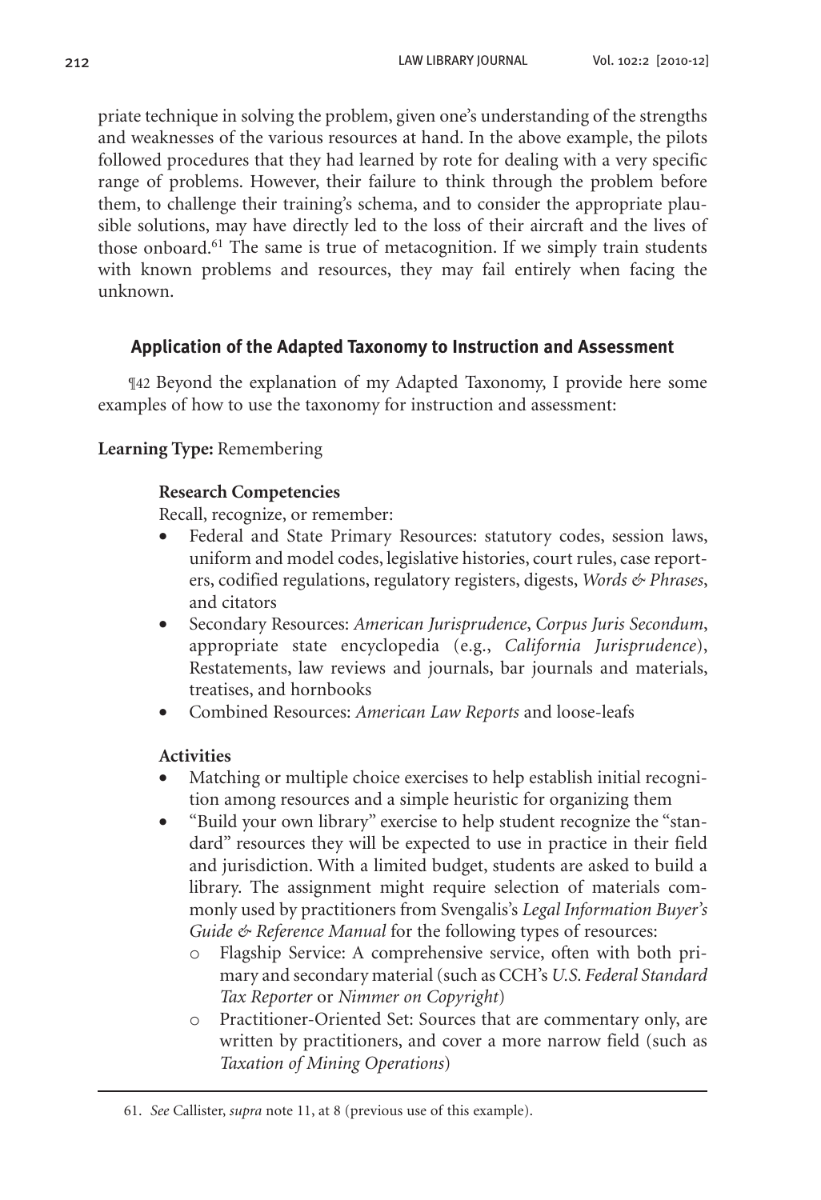priate technique in solving the problem, given one's understanding of the strengths and weaknesses of the various resources at hand. In the above example, the pilots followed procedures that they had learned by rote for dealing with a very specific range of problems. However, their failure to think through the problem before them, to challenge their training's schema, and to consider the appropriate plausible solutions, may have directly led to the loss of their aircraft and the lives of those onboard.[61] The same is true of metacognition. If we simply train students with known problems and resources, they may fail entirely when facing the unknown.

### Application of the Adapted Taxonomy to Instruction and Assessment

¶42 Beyond the explanation of my Adapted Taxonomy, I provide here some examples of how to use the taxonomy for instruction and assessment:

**Learning Type:** Remembering

**Research Competencies**

Recall, recognize, or remember:

- Federal and State Primary Resources: statutory codes, session laws, uniform and model codes, legislative histories, court rules, case reporters, codified regulations, regulatory registers, digests, *Words & Phrases*, and citators
- Secondary Resources: *American Jurisprudence*, *Corpus Juris Secondum*, appropriate state encyclopedia (e.g., *California Jurisprudence*), Restatements, law reviews and journals, bar journals and materials, treatises, and hornbooks
- Combined Resources: *American Law Reports* and loose-leafs

**Activities**

- Matching or multiple choice exercises to help establish initial recognition among resources and a simple heuristic for organizing them
- "Build your own library" exercise to help student recognize the "standard" resources they will be expected to use in practice in their field and jurisdiction. With a limited budget, students are asked to build a library. The assignment might require selection of materials commonly used by practitioners from Svengalis's *Legal Information Buyer's Guide & Reference Manual* for the following types of resources:
  - Flagship Service: A comprehensive service, often with both primary and secondary material (such as CCH's *U.S. Federal Standard Tax Reporter* or *Nimmer on Copyright*)
  - Practitioner-Oriented Set: Sources that are commentary only, are written by practitioners, and cover a more narrow field (such as *Taxation of Mining Operations*)

61. *See* Callister, *supra* note 11, at 8 (previous use of this example).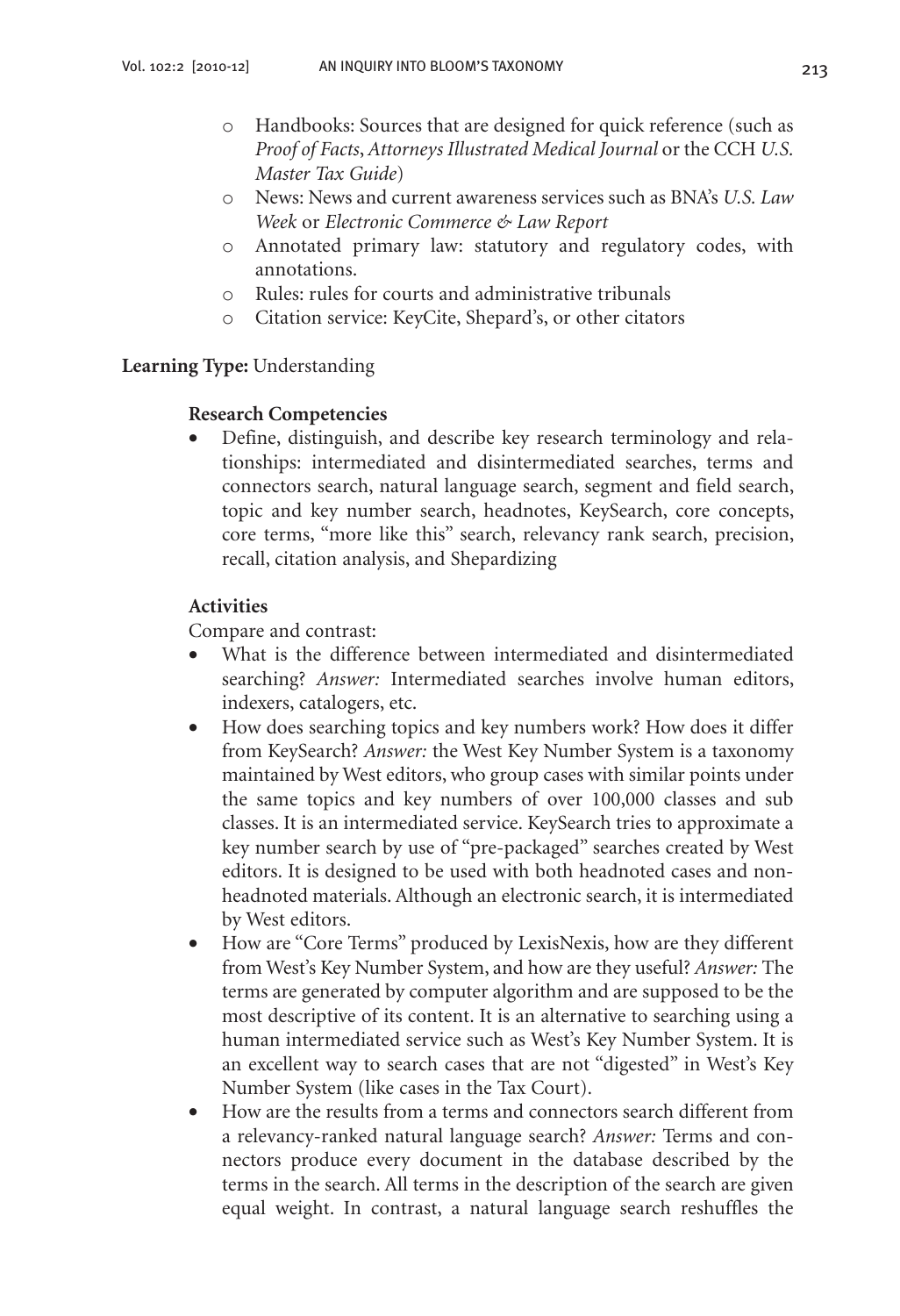- Handbooks: Sources that are designed for quick reference (such as *Proof of Facts*, *Attorneys Illustrated Medical Journal* or the CCH *U.S. Master Tax Guide*)
- News: News and current awareness services such as BNA's *U.S. Law Week* or *Electronic Commerce & Law Report*
- Annotated primary law: statutory and regulatory codes, with annotations.
- Rules: rules for courts and administrative tribunals
- Citation service: KeyCite, Shepard's, or other citators

**Learning Type:** Understanding

**Research Competencies**

- Define, distinguish, and describe key research terminology and relationships: intermediated and disintermediated searches, terms and connectors search, natural language search, segment and field search, topic and key number search, headnotes, KeySearch, core concepts, core terms, "more like this" search, relevancy rank search, precision, recall, citation analysis, and Shepardizing

**Activities**

Compare and contrast:

- What is the difference between intermediated and disintermediated searching? *Answer:* Intermediated searches involve human editors, indexers, catalogers, etc.
- How does searching topics and key numbers work? How does it differ from KeySearch? *Answer:* the West Key Number System is a taxonomy maintained by West editors, who group cases with similar points under the same topics and key numbers of over 100,000 classes and sub classes. It is an intermediated service. KeySearch tries to approximate a key number search by use of "pre-packaged" searches created by West editors. It is designed to be used with both headnoted cases and non-headnoted materials. Although an electronic search, it is intermediated by West editors.
- How are "Core Terms" produced by LexisNexis, how are they different from West's Key Number System, and how are they useful? *Answer:* The terms are generated by computer algorithm and are supposed to be the most descriptive of its content. It is an alternative to searching using a human intermediated service such as West's Key Number System. It is an excellent way to search cases that are not "digested" in West's Key Number System (like cases in the Tax Court).
- How are the results from a terms and connectors search different from a relevancy-ranked natural language search? *Answer:* Terms and connectors produce every document in the database described by the terms in the search. All terms in the description of the search are given equal weight. In contrast, a natural language search reshuffles the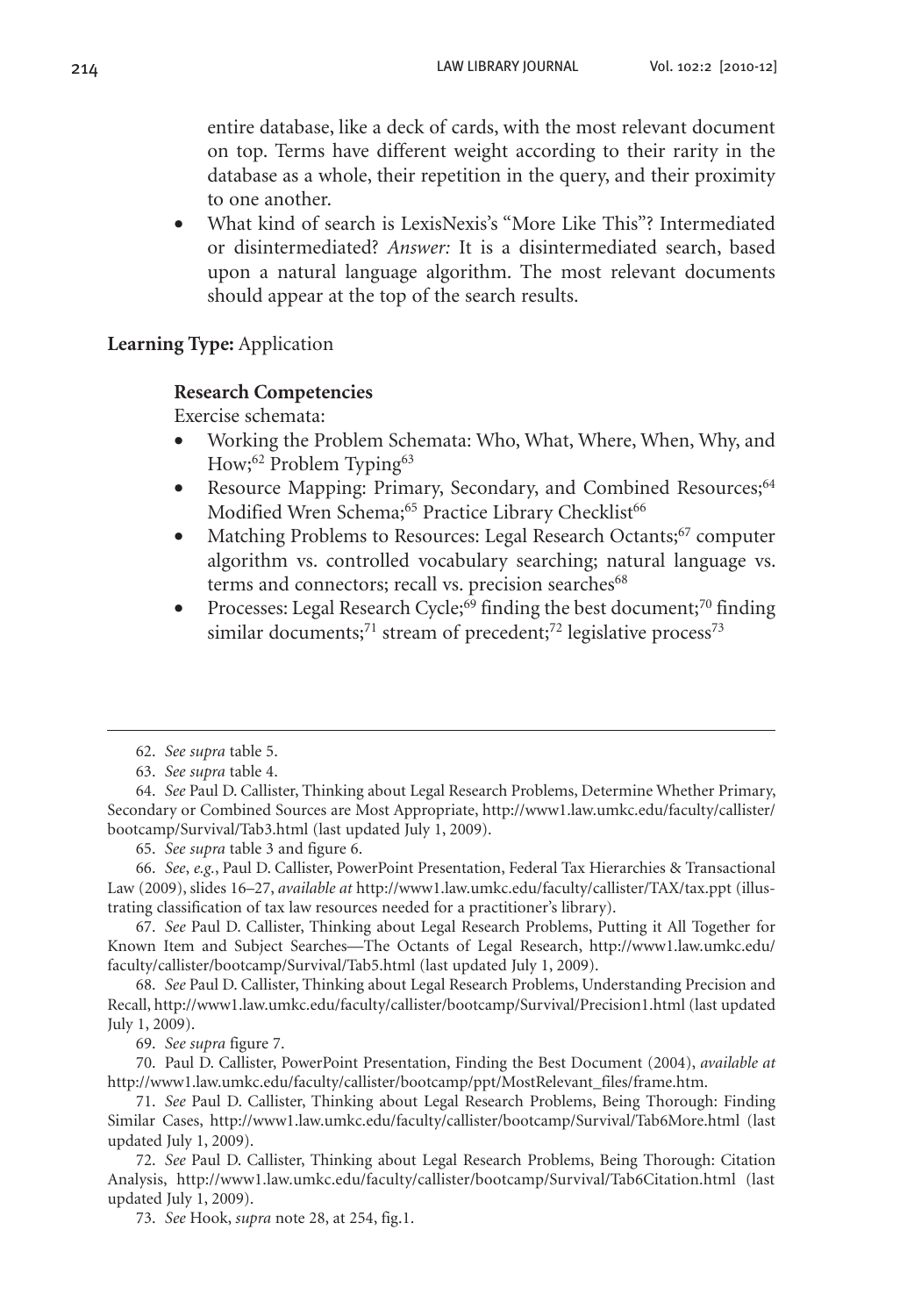entire database, like a deck of cards, with the most relevant document on top. Terms have different weight according to their rarity in the database as a whole, their repetition in the query, and their proximity to one another.

- What kind of search is LexisNexis's "More Like This"? Intermediated or disintermediated? *Answer:* It is a disintermediated search, based upon a natural language algorithm. The most relevant documents should appear at the top of the search results.

**Learning Type:** Application

**Research Competencies**

Exercise schemata:

- Working the Problem Schemata: Who, What, Where, When, Why, and How;[62] Problem Typing[63]
- Resource Mapping: Primary, Secondary, and Combined Resources;[64] Modified Wren Schema;[65] Practice Library Checklist[66]
- Matching Problems to Resources: Legal Research Octants;[67] computer algorithm vs. controlled vocabulary searching; natural language vs. terms and connectors; recall vs. precision searches[68]
- Processes: Legal Research Cycle;[69] finding the best document;[70] finding similar documents;[71] stream of precedent;[72] legislative process[73]

---

62. *See supra* table 5.

63. *See supra* table 4.

64. *See* Paul D. Callister, Thinking about Legal Research Problems, Determine Whether Primary, Secondary or Combined Sources are Most Appropriate, http://www1.law.umkc.edu/faculty/callister/bootcamp/Survival/Tab3.html (last updated July 1, 2009).

65. *See supra* table 3 and figure 6.

66. *See*, *e.g.*, Paul D. Callister, PowerPoint Presentation, Federal Tax Hierarchies & Transactional Law (2009), slides 16–27, *available at* http://www1.law.umkc.edu/faculty/callister/TAX/tax.ppt (illustrating classification of tax law resources needed for a practitioner's library).

67. *See* Paul D. Callister, Thinking about Legal Research Problems, Putting it All Together for Known Item and Subject Searches—The Octants of Legal Research, http://www1.law.umkc.edu/faculty/callister/bootcamp/Survival/Tab5.html (last updated July 1, 2009).

68. *See* Paul D. Callister, Thinking about Legal Research Problems, Understanding Precision and Recall, http://www1.law.umkc.edu/faculty/callister/bootcamp/Survival/Precision1.html (last updated July 1, 2009).

69. *See supra* figure 7.

70. Paul D. Callister, PowerPoint Presentation, Finding the Best Document (2004), *available at* http://www1.law.umkc.edu/faculty/callister/bootcamp/ppt/MostRelevant_files/frame.htm.

71. *See* Paul D. Callister, Thinking about Legal Research Problems, Being Thorough: Finding Similar Cases, http://www1.law.umkc.edu/faculty/callister/bootcamp/Survival/Tab6More.html (last updated July 1, 2009).

72. *See* Paul D. Callister, Thinking about Legal Research Problems, Being Thorough: Citation Analysis, http://www1.law.umkc.edu/faculty/callister/bootcamp/Survival/Tab6Citation.html (last updated July 1, 2009).

73. *See* Hook, *supra* note 28, at 254, fig.1.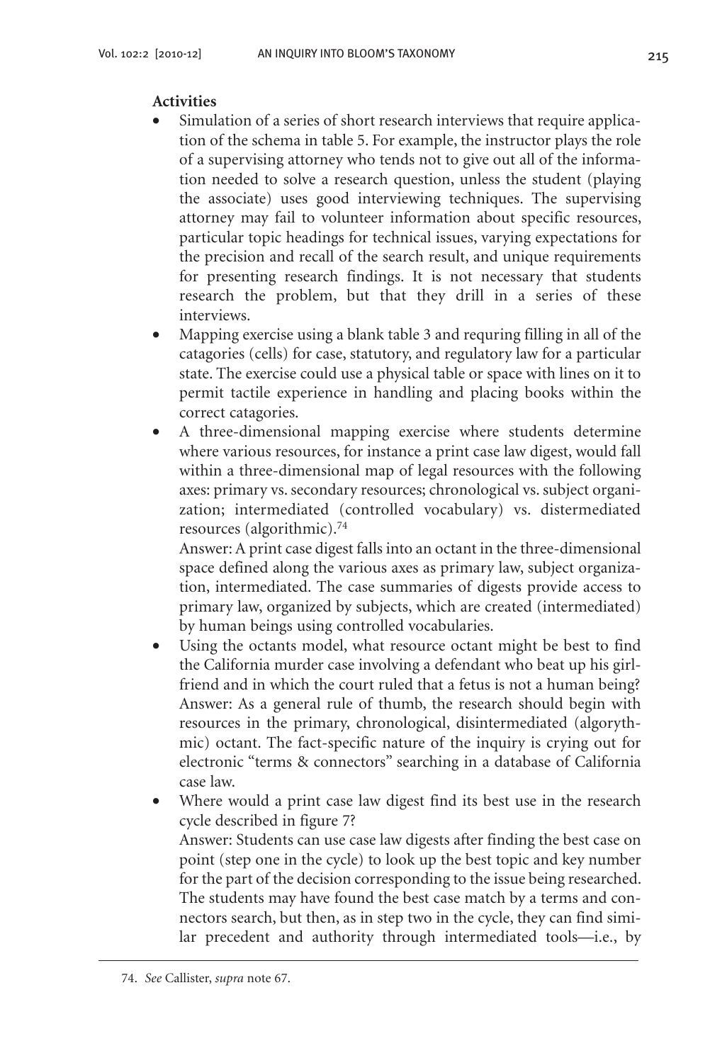**Activities**

- Simulation of a series of short research interviews that require application of the schema in table 5. For example, the instructor plays the role of a supervising attorney who tends not to give out all of the information needed to solve a research question, unless the student (playing the associate) uses good interviewing techniques. The supervising attorney may fail to volunteer information about specific resources, particular topic headings for technical issues, varying expectations for the precision and recall of the search result, and unique requirements for presenting research findings. It is not necessary that students research the problem, but that they drill in a series of these interviews.
- Mapping exercise using a blank table 3 and requring filling in all of the catagories (cells) for case, statutory, and regulatory law for a particular state. The exercise could use a physical table or space with lines on it to permit tactile experience in handling and placing books within the correct catagories.
- A three-dimensional mapping exercise where students determine where various resources, for instance a print case law digest, would fall within a three-dimensional map of legal resources with the following axes: primary vs. secondary resources; chronological vs. subject organization; intermediated (controlled vocabulary) vs. distermediated resources (algorithmic).[74]

  Answer: A print case digest falls into an octant in the three-dimensional space defined along the various axes as primary law, subject organization, intermediated. The case summaries of digests provide access to primary law, organized by subjects, which are created (intermediated) by human beings using controlled vocabularies.
- Using the octants model, what resource octant might be best to find the California murder case involving a defendant who beat up his girlfriend and in which the court ruled that a fetus is not a human being?

  Answer: As a general rule of thumb, the research should begin with resources in the primary, chronological, disintermediated (algorythmic) octant. The fact-specific nature of the inquiry is crying out for electronic "terms & connectors" searching in a database of California case law.
- Where would a print case law digest find its best use in the research cycle described in figure 7?

  Answer: Students can use case law digests after finding the best case on point (step one in the cycle) to look up the best topic and key number for the part of the decision corresponding to the issue being researched. The students may have found the best case match by a terms and connectors search, but then, as in step two in the cycle, they can find similar precedent and authority through intermediated tools—i.e., by

74. *See* Callister, *supra* note 67.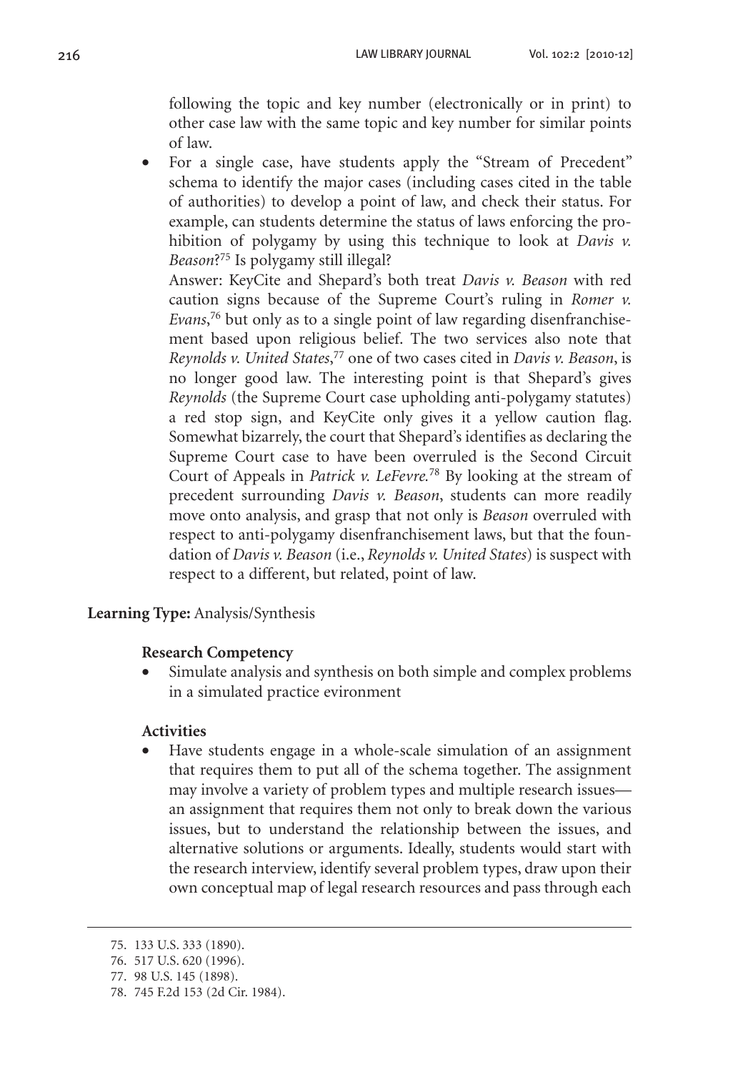following the topic and key number (electronically or in print) to other case law with the same topic and key number for similar points of law.

- For a single case, have students apply the "Stream of Precedent" schema to identify the major cases (including cases cited in the table of authorities) to develop a point of law, and check their status. For example, can students determine the status of laws enforcing the prohibition of polygamy by using this technique to look at *Davis v. Beason*?[75] Is polygamy still illegal?

  Answer: KeyCite and Shepard's both treat *Davis v. Beason* with red caution signs because of the Supreme Court's ruling in *Romer v. Evans*,[76] but only as to a single point of law regarding disenfranchisement based upon religious belief. The two services also note that *Reynolds v. United States*,[77] one of two cases cited in *Davis v. Beason*, is no longer good law. The interesting point is that Shepard's gives *Reynolds* (the Supreme Court case upholding anti-polygamy statutes) a red stop sign, and KeyCite only gives it a yellow caution flag. Somewhat bizarrely, the court that Shepard's identifies as declaring the Supreme Court case to have been overruled is the Second Circuit Court of Appeals in *Patrick v. LeFevre.*[78] By looking at the stream of precedent surrounding *Davis v. Beason*, students can more readily move onto analysis, and grasp that not only is *Beason* overruled with respect to anti-polygamy disenfranchisement laws, but that the foundation of *Davis v. Beason* (i.e., *Reynolds v. United States*) is suspect with respect to a different, but related, point of law.

**Learning Type:** Analysis/Synthesis

**Research Competency**

- Simulate analysis and synthesis on both simple and complex problems in a simulated practice evironment

**Activities**

- Have students engage in a whole-scale simulation of an assignment that requires them to put all of the schema together. The assignment may involve a variety of problem types and multiple research issues—an assignment that requires them not only to break down the various issues, but to understand the relationship between the issues, and alternative solutions or arguments. Ideally, students would start with the research interview, identify several problem types, draw upon their own conceptual map of legal research resources and pass through each

---

75. 133 U.S. 333 (1890).
76. 517 U.S. 620 (1996).
77. 98 U.S. 145 (1898).
78. 745 F.2d 153 (2d Cir. 1984).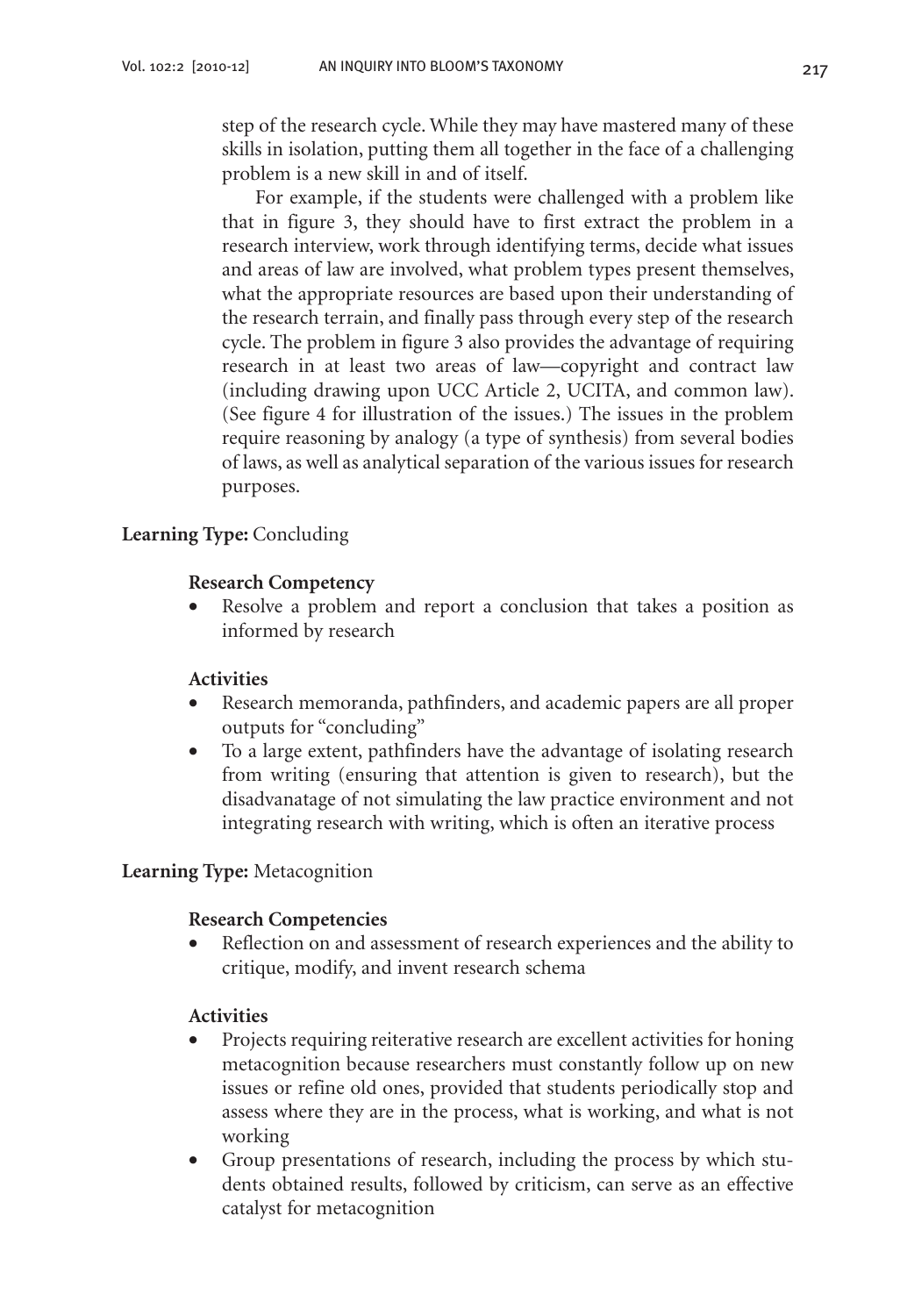step of the research cycle. While they may have mastered many of these skills in isolation, putting them all together in the face of a challenging problem is a new skill in and of itself.

For example, if the students were challenged with a problem like that in figure 3, they should have to first extract the problem in a research interview, work through identifying terms, decide what issues and areas of law are involved, what problem types present themselves, what the appropriate resources are based upon their understanding of the research terrain, and finally pass through every step of the research cycle. The problem in figure 3 also provides the advantage of requiring research in at least two areas of law—copyright and contract law (including drawing upon UCC Article 2, UCITA, and common law). (See figure 4 for illustration of the issues.) The issues in the problem require reasoning by analogy (a type of synthesis) from several bodies of laws, as well as analytical separation of the various issues for research purposes.

**Learning Type:** Concluding

**Research Competency**

- Resolve a problem and report a conclusion that takes a position as informed by research

**Activities**

- Research memoranda, pathfinders, and academic papers are all proper outputs for "concluding"
- To a large extent, pathfinders have the advantage of isolating research from writing (ensuring that attention is given to research), but the disadvanatage of not simulating the law practice environment and not integrating research with writing, which is often an iterative process

**Learning Type:** Metacognition

**Research Competencies**

- Reflection on and assessment of research experiences and the ability to critique, modify, and invent research schema

**Activities**

- Projects requiring reiterative research are excellent activities for honing metacognition because researchers must constantly follow up on new issues or refine old ones, provided that students periodically stop and assess where they are in the process, what is working, and what is not working
- Group presentations of research, including the process by which students obtained results, followed by criticism, can serve as an effective catalyst for metacognition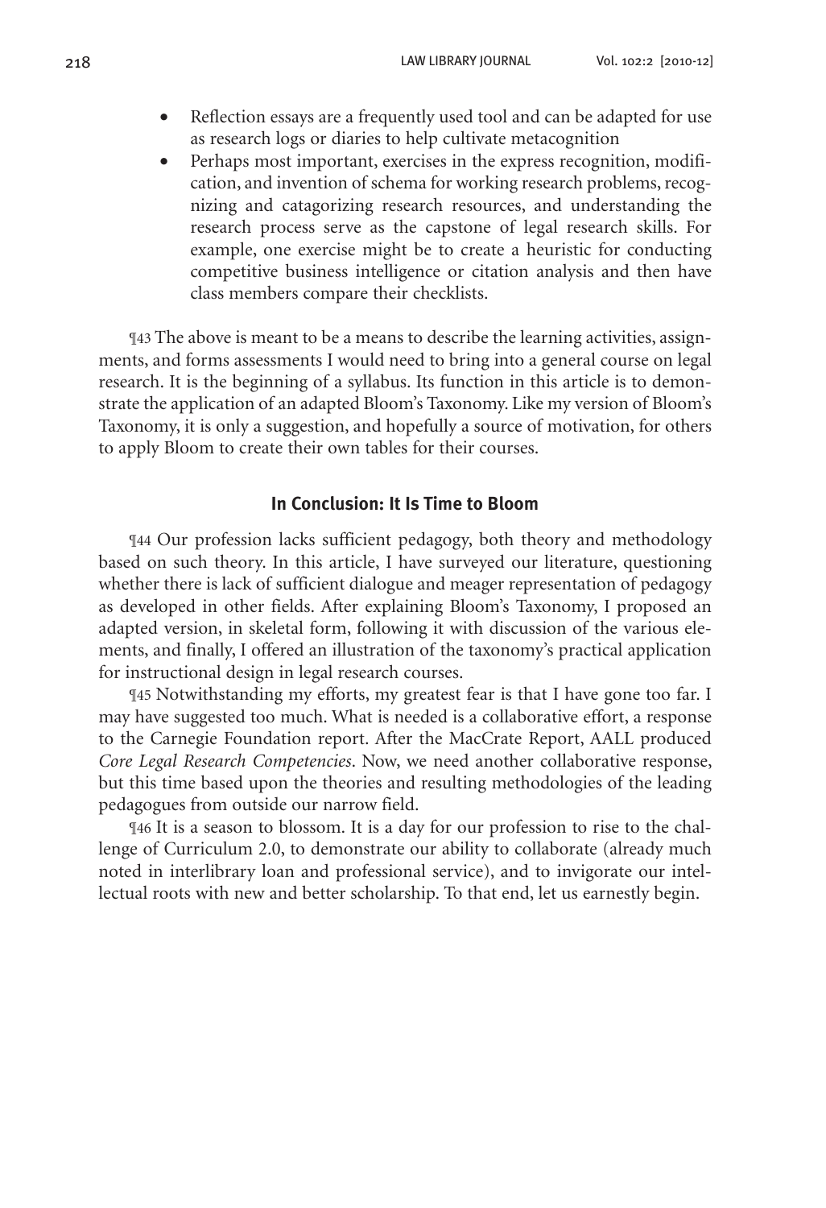- Reflection essays are a frequently used tool and can be adapted for use as research logs or diaries to help cultivate metacognition
- Perhaps most important, exercises in the express recognition, modification, and invention of schema for working research problems, recognizing and catagorizing research resources, and understanding the research process serve as the capstone of legal research skills. For example, one exercise might be to create a heuristic for conducting competitive business intelligence or citation analysis and then have class members compare their checklists.

¶43 The above is meant to be a means to describe the learning activities, assignments, and forms assessments I would need to bring into a general course on legal research. It is the beginning of a syllabus. Its function in this article is to demonstrate the application of an adapted Bloom's Taxonomy. Like my version of Bloom's Taxonomy, it is only a suggestion, and hopefully a source of motivation, for others to apply Bloom to create their own tables for their courses.

## In Conclusion: It Is Time to Bloom

¶44 Our profession lacks sufficient pedagogy, both theory and methodology based on such theory. In this article, I have surveyed our literature, questioning whether there is lack of sufficient dialogue and meager representation of pedagogy as developed in other fields. After explaining Bloom's Taxonomy, I proposed an adapted version, in skeletal form, following it with discussion of the various elements, and finally, I offered an illustration of the taxonomy's practical application for instructional design in legal research courses.

¶45 Notwithstanding my efforts, my greatest fear is that I have gone too far. I may have suggested too much. What is needed is a collaborative effort, a response to the Carnegie Foundation report. After the MacCrate Report, AALL produced *Core Legal Research Competencies*. Now, we need another collaborative response, but this time based upon the theories and resulting methodologies of the leading pedagogues from outside our narrow field.

¶46 It is a season to blossom. It is a day for our profession to rise to the challenge of Curriculum 2.0, to demonstrate our ability to collaborate (already much noted in interlibrary loan and professional service), and to invigorate our intellectual roots with new and better scholarship. To that end, let us earnestly begin.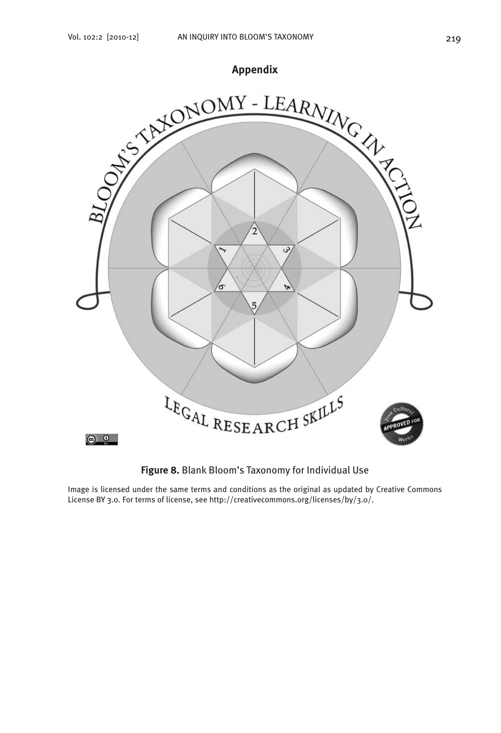## Appendix

BLOOM'S TAXONOMY - LEARNING IN ACTION

2

1

3

6

4

5

LEGAL RESEARCH SKILLS

Free Cultural APPROVED FOR Works

**Figure 8.** Blank Bloom's Taxonomy for Individual Use

Image is licensed under the same terms and conditions as the original as updated by Creative Commons License BY 3.0. For terms of license, see http://creativecommons.org/licenses/by/3.0/.